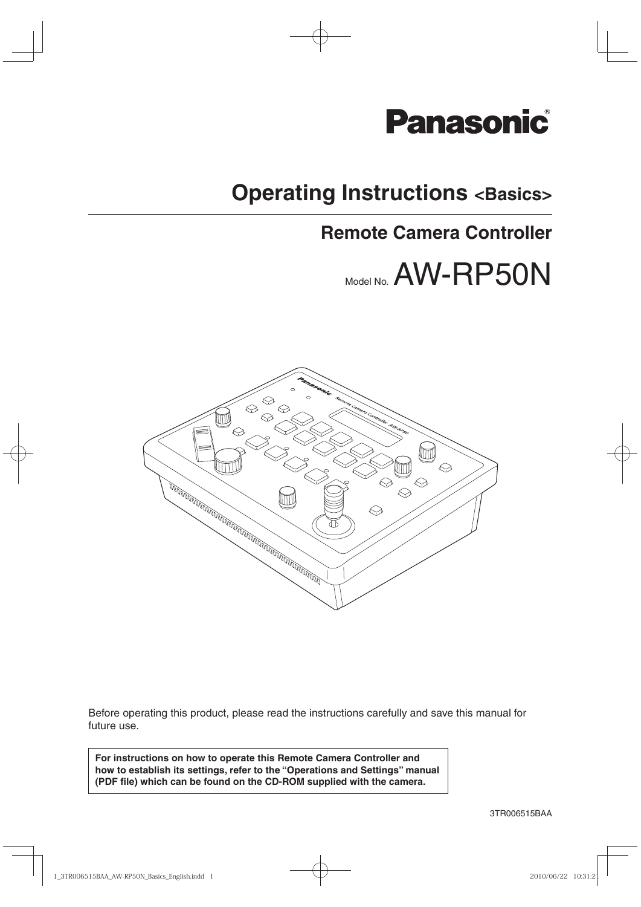Panasonic®

# Operating Instructions <Basics>

## Remote Camera Controller

Model No. AW-RP50N

Before operating this product, please read the instructions carefully and save this manual for future use.

**For instructions on how to operate this Remote Camera Controller and how to establish its settings, refer to the "Operations and Settings" manual (PDF file) which can be found on the CD-ROM supplied with the camera.**

3TR006515BAA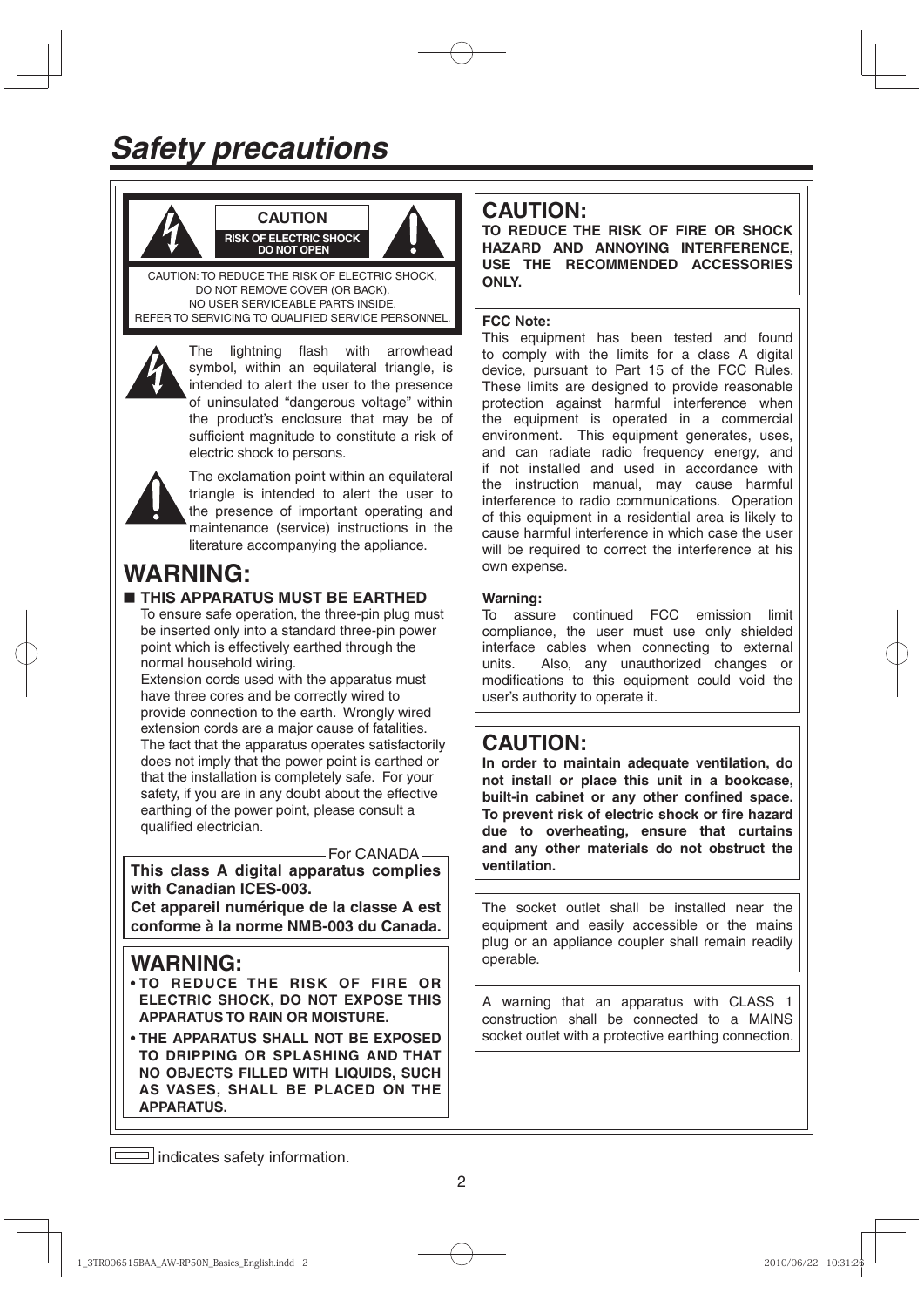# Safety precautions

**CAUTION**

**RISK OF ELECTRIC SHOCK DO NOT OPEN**

CAUTION: TO REDUCE THE RISK OF ELECTRIC SHOCK, DO NOT REMOVE COVER (OR BACK). NO USER SERVICEABLE PARTS INSIDE. REFER TO SERVICING TO QUALIFIED SERVICE PERSONNEL.

The lightning flash with arrowhead symbol, within an equilateral triangle, is intended to alert the user to the presence of uninsulated "dangerous voltage" within the product's enclosure that may be of sufficient magnitude to constitute a risk of electric shock to persons.

The exclamation point within an equilateral triangle is intended to alert the user to the presence of important operating and maintenance (service) instructions in the literature accompanying the appliance.

## WARNING:

■ **THIS APPARATUS MUST BE EARTHED**

To ensure safe operation, the three-pin plug must be inserted only into a standard three-pin power point which is effectively earthed through the normal household wiring.

Extension cords used with the apparatus must have three cores and be correctly wired to provide connection to the earth. Wrongly wired extension cords are a major cause of fatalities. The fact that the apparatus operates satisfactorily does not imply that the power point is earthed or that the installation is completely safe. For your safety, if you are in any doubt about the effective earthing of the power point, please consult a qualified electrician.

For CANADA

**This class A digital apparatus complies with Canadian ICES-003.**

**Cet appareil numérique de la classe A est conforme à la norme NMB-003 du Canada.**

## WARNING:

- **TO REDUCE THE RISK OF FIRE OR ELECTRIC SHOCK, DO NOT EXPOSE THIS APPARATUS TO RAIN OR MOISTURE.**
- **THE APPARATUS SHALL NOT BE EXPOSED TO DRIPPING OR SPLASHING AND THAT NO OBJECTS FILLED WITH LIQUIDS, SUCH AS VASES, SHALL BE PLACED ON THE APPARATUS.**

## CAUTION:

**TO REDUCE THE RISK OF FIRE OR SHOCK HAZARD AND ANNOYING INTERFERENCE, USE THE RECOMMENDED ACCESSORIES ONLY.**

**FCC Note:**

This equipment has been tested and found to comply with the limits for a class A digital device, pursuant to Part 15 of the FCC Rules. These limits are designed to provide reasonable protection against harmful interference when the equipment is operated in a commercial environment. This equipment generates, uses, and can radiate radio frequency energy, and if not installed and used in accordance with the instruction manual, may cause harmful interference to radio communications. Operation of this equipment in a residential area is likely to cause harmful interference in which case the user will be required to correct the interference at his own expense.

**Warning:**

To assure continued FCC emission limit compliance, the user must use only shielded interface cables when connecting to external units. Also, any unauthorized changes or modifications to this equipment could void the user's authority to operate it.

## CAUTION:

**In order to maintain adequate ventilation, do not install or place this unit in a bookcase, built-in cabinet or any other confined space. To prevent risk of electric shock or fire hazard due to overheating, ensure that curtains and any other materials do not obstruct the ventilation.**

The socket outlet shall be installed near the equipment and easily accessible or the mains plug or an appliance coupler shall remain readily operable.

A warning that an apparatus with CLASS 1 construction shall be connected to a MAINS socket outlet with a protective earthing connection.

▭ indicates safety information.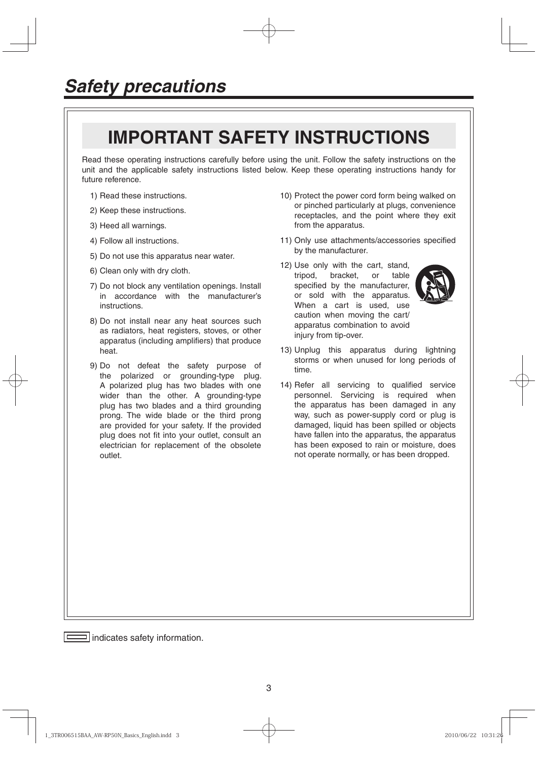# *Safety precautions*

## IMPORTANT SAFETY INSTRUCTIONS

Read these operating instructions carefully before using the unit. Follow the safety instructions on the unit and the applicable safety instructions listed below. Keep these operating instructions handy for future reference.

1) Read these instructions.
2) Keep these instructions.
3) Heed all warnings.
4) Follow all instructions.
5) Do not use this apparatus near water.
6) Clean only with dry cloth.
7) Do not block any ventilation openings. Install in accordance with the manufacturer's instructions.
8) Do not install near any heat sources such as radiators, heat registers, stoves, or other apparatus (including amplifiers) that produce heat.
9) Do not defeat the safety purpose of the polarized or grounding-type plug. A polarized plug has two blades with one wider than the other. A grounding-type plug has two blades and a third grounding prong. The wide blade or the third prong are provided for your safety. If the provided plug does not fit into your outlet, consult an electrician for replacement of the obsolete outlet.
10) Protect the power cord form being walked on or pinched particularly at plugs, convenience receptacles, and the point where they exit from the apparatus.
11) Only use attachments/accessories specified by the manufacturer.
12) Use only with the cart, stand, tripod, bracket, or table specified by the manufacturer, or sold with the apparatus. When a cart is used, use caution when moving the cart/apparatus combination to avoid injury from tip-over.
13) Unplug this apparatus during lightning storms or when unused for long periods of time.
14) Refer all servicing to qualified service personnel. Servicing is required when the apparatus has been damaged in any way, such as power-supply cord or plug is damaged, liquid has been spilled or objects have fallen into the apparatus, the apparatus has been exposed to rain or moisture, does not operate normally, or has been dropped.

▭ indicates safety information.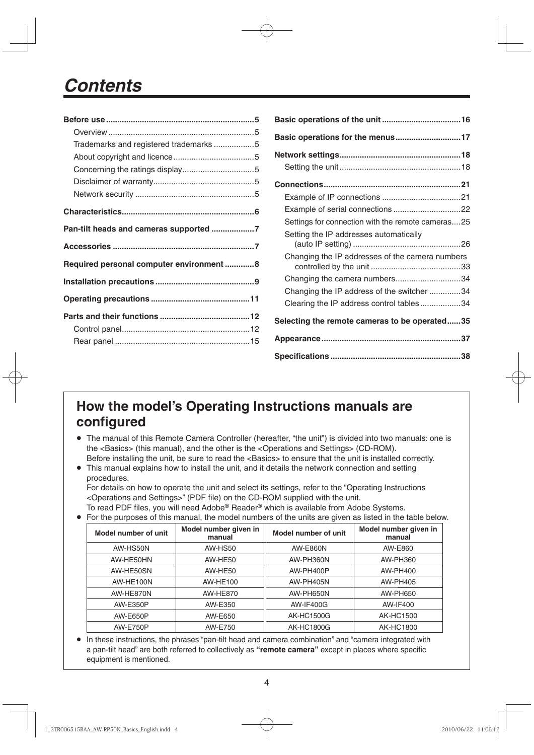# Contents

**Before use** ........ 5
- Overview ........ 5
- Trademarks and registered trademarks ........ 5
- About copyright and licence ........ 5
- Concerning the ratings display ........ 5
- Disclaimer of warranty ........ 5
- Network security ........ 5

**Characteristics** ........ 6

**Pan-tilt heads and cameras supported** ........ 7

**Accessories** ........ 7

**Required personal computer environment** ........ 8

**Installation precautions** ........ 9

**Operating precautions** ........ 11

**Parts and their functions** ........ 12
- Control panel ........ 12
- Rear panel ........ 15

**Basic operations of the unit** ........ 16

**Basic operations for the menus** ........ 17

**Network settings** ........ 18
- Setting the unit ........ 18

**Connections** ........ 21
- Example of IP connections ........ 21
- Example of serial connections ........ 22
- Settings for connection with the remote cameras ........ 25
- Setting the IP addresses automatically (auto IP setting) ........ 26
- Changing the IP addresses of the camera numbers controlled by the unit ........ 33
- Changing the camera numbers ........ 34
- Changing the IP address of the switcher ........ 34
- Clearing the IP address control tables ........ 34

**Selecting the remote cameras to be operated** ........ 35

**Appearance** ........ 37

**Specifications** ........ 38

## How the model's Operating Instructions manuals are configured

- The manual of this Remote Camera Controller (hereafter, "the unit") is divided into two manuals: one is the <Basics> (this manual), and the other is the <Operations and Settings> (CD-ROM).
  Before installing the unit, be sure to read the <Basics> to ensure that the unit is installed correctly.
- This manual explains how to install the unit, and it details the network connection and setting procedures.
  For details on how to operate the unit and select its settings, refer to the "Operating Instructions <Operations and Settings>" (PDF file) on the CD-ROM supplied with the unit.
  To read PDF files, you will need Adobe® Reader® which is available from Adobe Systems.
- For the purposes of this manual, the model numbers of the units are given as listed in the table below.

| Model number of unit | Model number given in manual | Model number of unit | Model number given in manual |
|---|---|---|---|
| AW-HS50N | AW-HS50 | AW-E860N | AW-E860 |
| AW-HE50HN | AW-HE50 | AW-PH360N | AW-PH360 |
| AW-HE50SN | AW-HE50 | AW-PH400P | AW-PH400 |
| AW-HE100N | AW-HE100 | AW-PH405N | AW-PH405 |
| AW-HE870N | AW-HE870 | AW-PH650N | AW-PH650 |
| AW-E350P | AW-E350 | AW-IF400G | AW-IF400 |
| AW-E650P | AW-E650 | AK-HC1500G | AK-HC1500 |
| AW-E750P | AW-E750 | AK-HC1800G | AK-HC1800 |

- In these instructions, the phrases "pan-tilt head and camera combination" and "camera integrated with a pan-tilt head" are both referred to collectively as **"remote camera"** except in places where specific equipment is mentioned.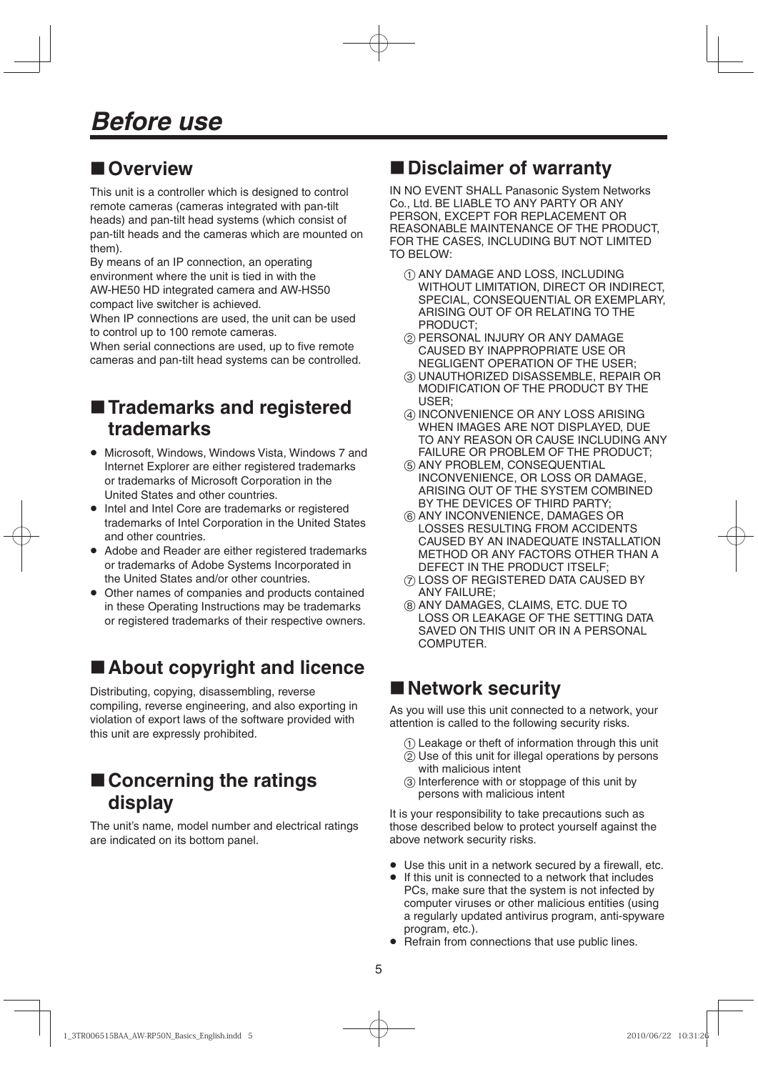# Before use

## ■ Overview

This unit is a controller which is designed to control remote cameras (cameras integrated with pan-tilt heads) and pan-tilt head systems (which consist of pan-tilt heads and the cameras which are mounted on them).

By means of an IP connection, an operating environment where the unit is tied in with the AW-HE50 HD integrated camera and AW-HS50 compact live switcher is achieved.

When IP connections are used, the unit can be used to control up to 100 remote cameras.

When serial connections are used, up to five remote cameras and pan-tilt head systems can be controlled.

## ■ Trademarks and registered trademarks

- Microsoft, Windows, Windows Vista, Windows 7 and Internet Explorer are either registered trademarks or trademarks of Microsoft Corporation in the United States and other countries.
- Intel and Intel Core are trademarks or registered trademarks of Intel Corporation in the United States and other countries.
- Adobe and Reader are either registered trademarks or trademarks of Adobe Systems Incorporated in the United States and/or other countries.
- Other names of companies and products contained in these Operating Instructions may be trademarks or registered trademarks of their respective owners.

## ■ About copyright and licence

Distributing, copying, disassembling, reverse compiling, reverse engineering, and also exporting in violation of export laws of the software provided with this unit are expressly prohibited.

## ■ Concerning the ratings display

The unit's name, model number and electrical ratings are indicated on its bottom panel.

## ■ Disclaimer of warranty

IN NO EVENT SHALL Panasonic System Networks Co., Ltd. BE LIABLE TO ANY PARTY OR ANY PERSON, EXCEPT FOR REPLACEMENT OR REASONABLE MAINTENANCE OF THE PRODUCT, FOR THE CASES, INCLUDING BUT NOT LIMITED TO BELOW:

① ANY DAMAGE AND LOSS, INCLUDING WITHOUT LIMITATION, DIRECT OR INDIRECT, SPECIAL, CONSEQUENTIAL OR EXEMPLARY, ARISING OUT OF OR RELATING TO THE PRODUCT;
② PERSONAL INJURY OR ANY DAMAGE CAUSED BY INAPPROPRIATE USE OR NEGLIGENT OPERATION OF THE USER;
③ UNAUTHORIZED DISASSEMBLE, REPAIR OR MODIFICATION OF THE PRODUCT BY THE USER;
④ INCONVENIENCE OR ANY LOSS ARISING WHEN IMAGES ARE NOT DISPLAYED, DUE TO ANY REASON OR CAUSE INCLUDING ANY FAILURE OR PROBLEM OF THE PRODUCT;
⑤ ANY PROBLEM, CONSEQUENTIAL INCONVENIENCE, OR LOSS OR DAMAGE, ARISING OUT OF THE SYSTEM COMBINED BY THE DEVICES OF THIRD PARTY;
⑥ ANY INCONVENIENCE, DAMAGES OR LOSSES RESULTING FROM ACCIDENTS CAUSED BY AN INADEQUATE INSTALLATION METHOD OR ANY FACTORS OTHER THAN A DEFECT IN THE PRODUCT ITSELF;
⑦ LOSS OF REGISTERED DATA CAUSED BY ANY FAILURE;
⑧ ANY DAMAGES, CLAIMS, ETC. DUE TO LOSS OR LEAKAGE OF THE SETTING DATA SAVED ON THIS UNIT OR IN A PERSONAL COMPUTER.

## ■ Network security

As you will use this unit connected to a network, your attention is called to the following security risks.

① Leakage or theft of information through this unit
② Use of this unit for illegal operations by persons with malicious intent
③ Interference with or stoppage of this unit by persons with malicious intent

It is your responsibility to take precautions such as those described below to protect yourself against the above network security risks.

- Use this unit in a network secured by a firewall, etc.
- If this unit is connected to a network that includes PCs, make sure that the system is not infected by computer viruses or other malicious entities (using a regularly updated antivirus program, anti-spyware program, etc.).
- Refrain from connections that use public lines.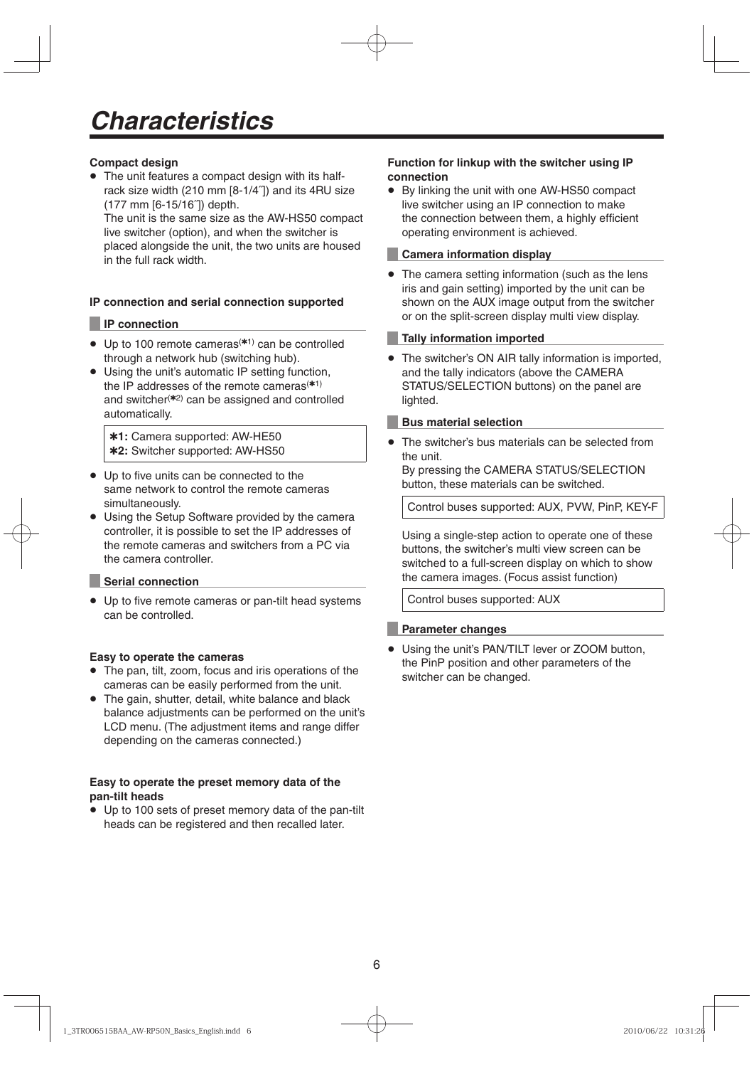# Characteristics

### Compact design

- The unit features a compact design with its half-rack size width (210 mm [8-1/4˝]) and its 4RU size (177 mm [6-15/16˝]) depth.
  The unit is the same size as the AW-HS50 compact live switcher (option), and when the switcher is placed alongside the unit, the two units are housed in the full rack width.

### IP connection and serial connection supported

#### IP connection

- Up to 100 remote cameras(✱1) can be controlled through a network hub (switching hub).
- Using the unit's automatic IP setting function, the IP addresses of the remote cameras(✱1) and switcher(✱2) can be assigned and controlled automatically.

> **✱1:** Camera supported: AW-HE50
> **✱2:** Switcher supported: AW-HS50

- Up to five units can be connected to the same network to control the remote cameras simultaneously.
- Using the Setup Software provided by the camera controller, it is possible to set the IP addresses of the remote cameras and switchers from a PC via the camera controller.

#### Serial connection

- Up to five remote cameras or pan-tilt head systems can be controlled.

### Easy to operate the cameras

- The pan, tilt, zoom, focus and iris operations of the cameras can be easily performed from the unit.
- The gain, shutter, detail, white balance and black balance adjustments can be performed on the unit's LCD menu. (The adjustment items and range differ depending on the cameras connected.)

### Easy to operate the preset memory data of the pan-tilt heads

- Up to 100 sets of preset memory data of the pan-tilt heads can be registered and then recalled later.

### Function for linkup with the switcher using IP connection

- By linking the unit with one AW-HS50 compact live switcher using an IP connection to make the connection between them, a highly efficient operating environment is achieved.

#### Camera information display

- The camera setting information (such as the lens iris and gain setting) imported by the unit can be shown on the AUX image output from the switcher or on the split-screen display multi view display.

#### Tally information imported

- The switcher's ON AIR tally information is imported, and the tally indicators (above the CAMERA STATUS/SELECTION buttons) on the panel are lighted.

#### Bus material selection

- The switcher's bus materials can be selected from the unit.
  By pressing the CAMERA STATUS/SELECTION button, these materials can be switched.

> Control buses supported: AUX, PVW, PinP, KEY-F

  Using a single-step action to operate one of these buttons, the switcher's multi view screen can be switched to a full-screen display on which to show the camera images. (Focus assist function)

> Control buses supported: AUX

#### Parameter changes

- Using the unit's PAN/TILT lever or ZOOM button, the PinP position and other parameters of the switcher can be changed.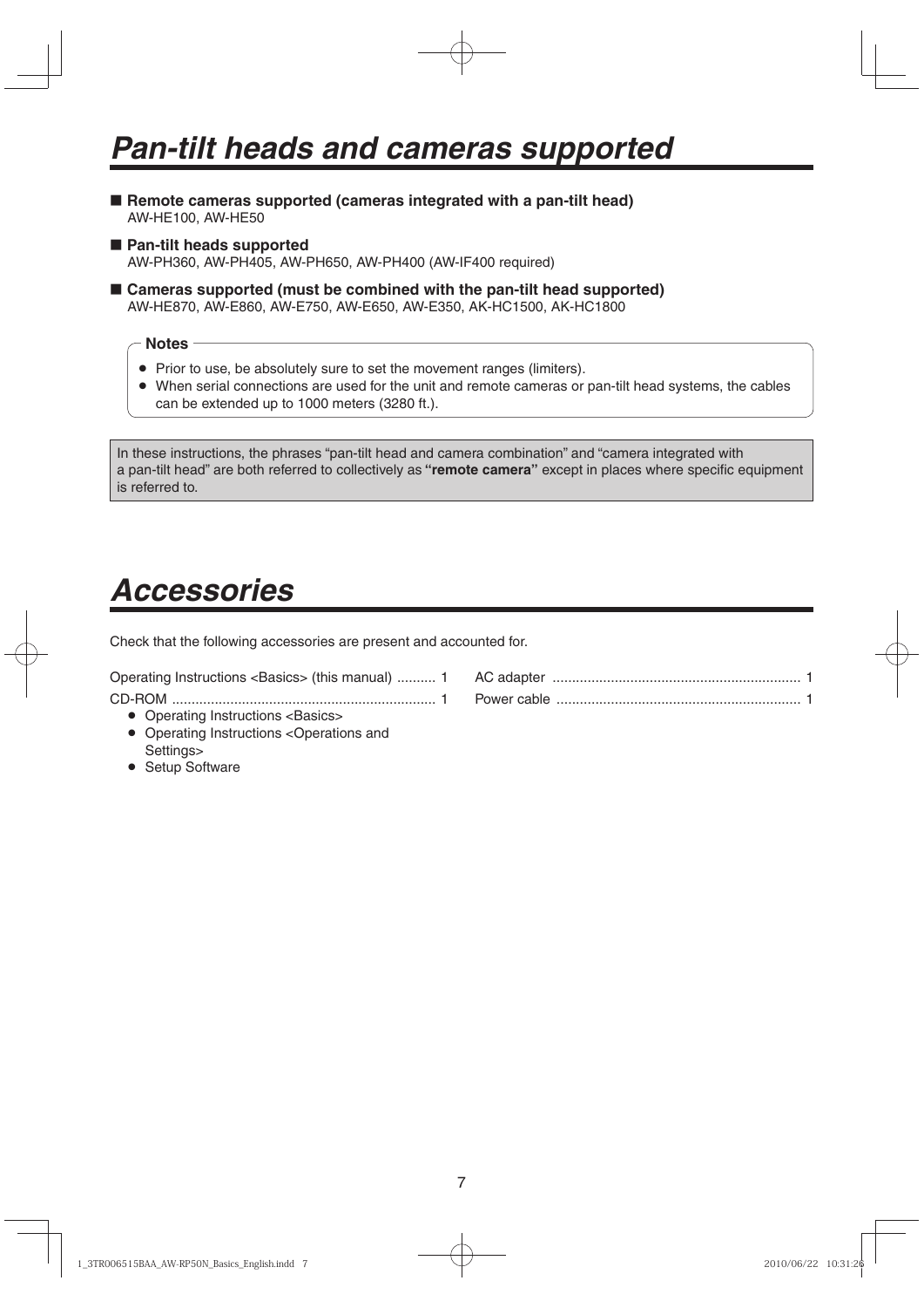# *Pan-tilt heads and cameras supported*

■ **Remote cameras supported (cameras integrated with a pan-tilt head)**
AW-HE100, AW-HE50

■ **Pan-tilt heads supported**
AW-PH360, AW-PH405, AW-PH650, AW-PH400 (AW-IF400 required)

■ **Cameras supported (must be combined with the pan-tilt head supported)**
AW-HE870, AW-E860, AW-E750, AW-E650, AW-E350, AK-HC1500, AK-HC1800

**Notes**

- Prior to use, be absolutely sure to set the movement ranges (limiters).
- When serial connections are used for the unit and remote cameras or pan-tilt head systems, the cables can be extended up to 1000 meters (3280 ft.).

In these instructions, the phrases "pan-tilt head and camera combination" and "camera integrated with a pan-tilt head" are both referred to collectively as **"remote camera"** except in places where specific equipment is referred to.

# *Accessories*

Check that the following accessories are present and accounted for.

Operating Instructions <Basics> (this manual) .......... 1

CD-ROM .................................................................... 1

- Operating Instructions <Basics>
- Operating Instructions <Operations and Settings>
- Setup Software

AC adapter ................................................................ 1

Power cable .............................................................. 1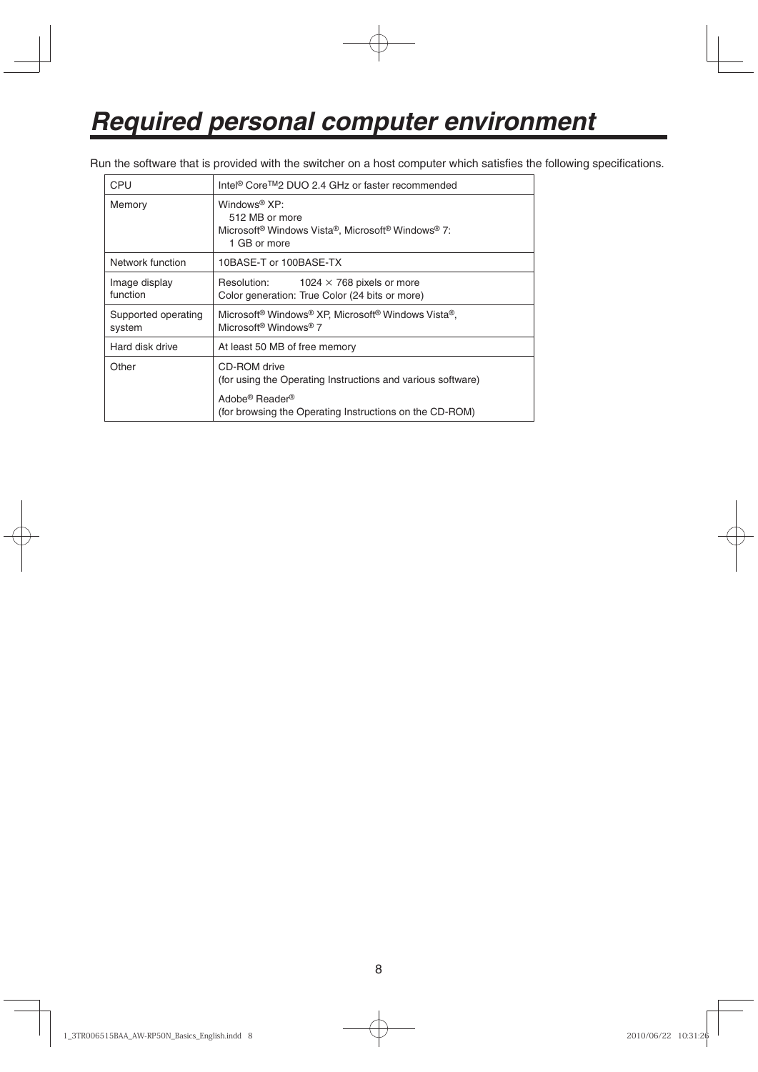# Required personal computer environment

Run the software that is provided with the switcher on a host computer which satisfies the following specifications.

| | |
|---|---|
| CPU | Intel® Core™2 DUO 2.4 GHz or faster recommended |
| Memory | Windows® XP:<br>512 MB or more<br>Microsoft® Windows Vista®, Microsoft® Windows® 7:<br>1 GB or more |
| Network function | 10BASE-T or 100BASE-TX |
| Image display function | Resolution: 1024 × 768 pixels or more<br>Color generation: True Color (24 bits or more) |
| Supported operating system | Microsoft® Windows® XP, Microsoft® Windows Vista®,<br>Microsoft® Windows® 7 |
| Hard disk drive | At least 50 MB of free memory |
| Other | CD-ROM drive<br>(for using the Operating Instructions and various software)<br>Adobe® Reader®<br>(for browsing the Operating Instructions on the CD-ROM) |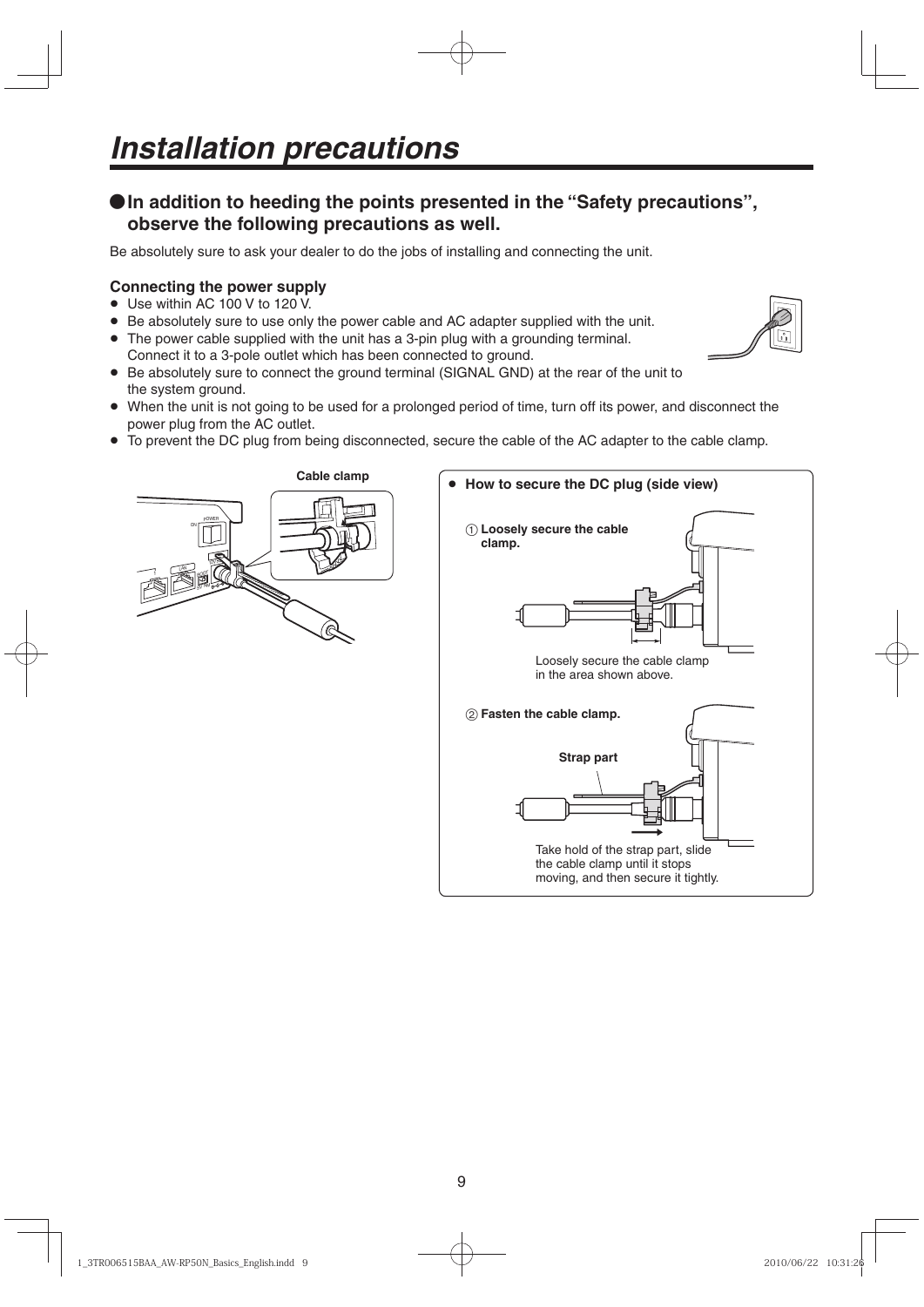# Installation precautions

## In addition to heeding the points presented in the "Safety precautions", observe the following precautions as well.

Be absolutely sure to ask your dealer to do the jobs of installing and connecting the unit.

### Connecting the power supply

- Use within AC 100 V to 120 V.
- Be absolutely sure to use only the power cable and AC adapter supplied with the unit.
- The power cable supplied with the unit has a 3-pin plug with a grounding terminal. Connect it to a 3-pole outlet which has been connected to ground.
- Be absolutely sure to connect the ground terminal (SIGNAL GND) at the rear of the unit to the system ground.
- When the unit is not going to be used for a prolonged period of time, turn off its power, and disconnect the power plug from the AC outlet.
- To prevent the DC plug from being disconnected, secure the cable of the AC adapter to the cable clamp.

Cable clamp

- **How to secure the DC plug (side view)**

① **Loosely secure the cable clamp.**

Loosely secure the cable clamp in the area shown above.

② **Fasten the cable clamp.**

**Strap part**

Take hold of the strap part, slide the cable clamp until it stops moving, and then secure it tightly.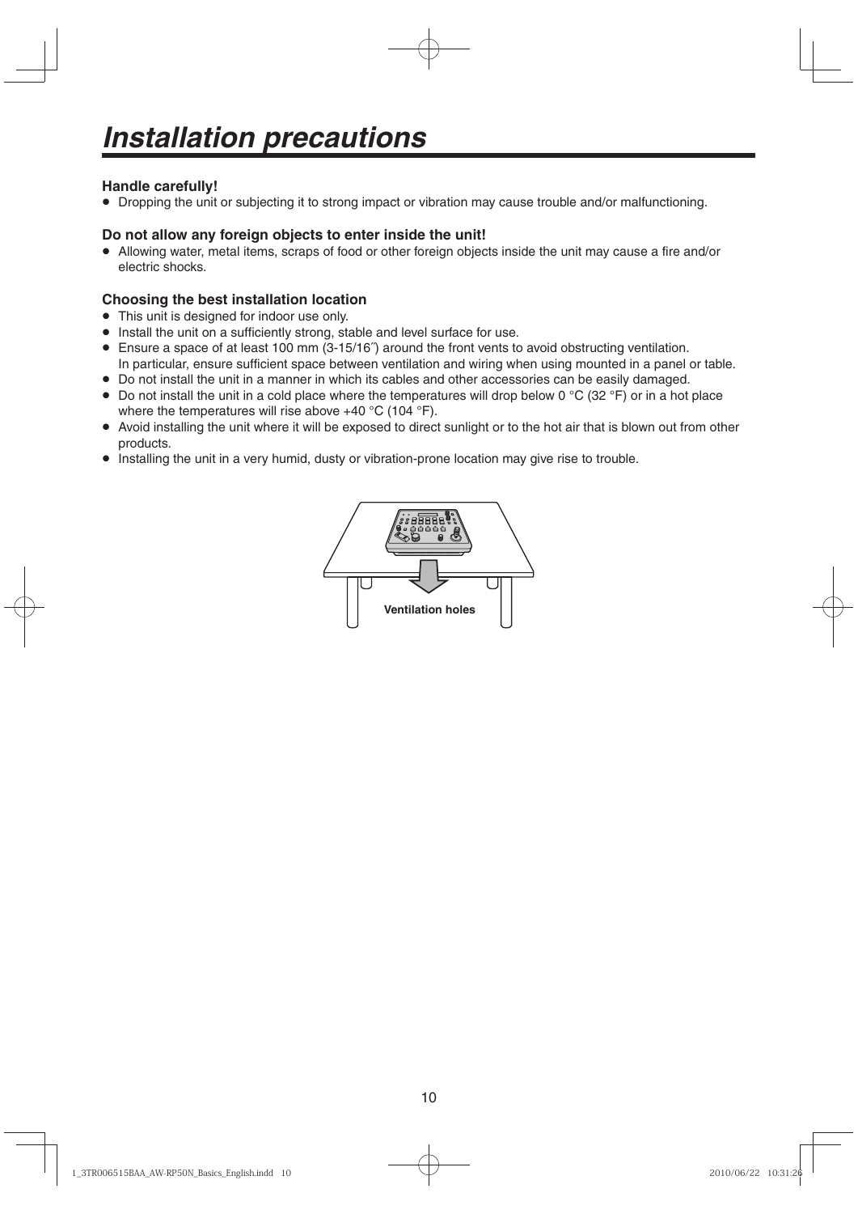# Installation precautions

**Handle carefully!**

- Dropping the unit or subjecting it to strong impact or vibration may cause trouble and/or malfunctioning.

**Do not allow any foreign objects to enter inside the unit!**

- Allowing water, metal items, scraps of food or other foreign objects inside the unit may cause a fire and/or electric shocks.

**Choosing the best installation location**

- This unit is designed for indoor use only.
- Install the unit on a sufficiently strong, stable and level surface for use.
- Ensure a space of at least 100 mm (3-15/16″) around the front vents to avoid obstructing ventilation.
  In particular, ensure sufficient space between ventilation and wiring when using mounted in a panel or table.
- Do not install the unit in a manner in which its cables and other accessories can be easily damaged.
- Do not install the unit in a cold place where the temperatures will drop below 0 °C (32 °F) or in a hot place where the temperatures will rise above +40 °C (104 °F).
- Avoid installing the unit where it will be exposed to direct sunlight or to the hot air that is blown out from other products.
- Installing the unit in a very humid, dusty or vibration-prone location may give rise to trouble.

**Ventilation holes**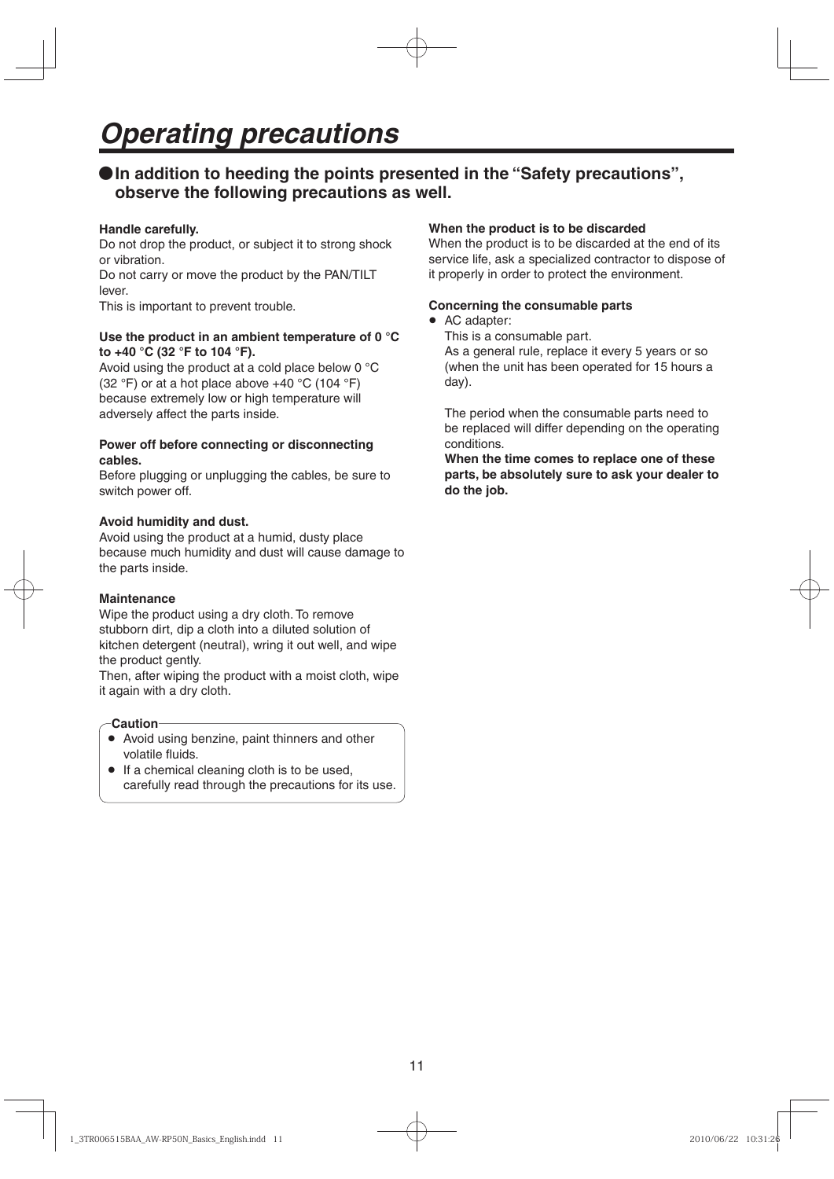# *Operating precautions*

## ●In addition to heeding the points presented in the "Safety precautions", observe the following precautions as well.

**Handle carefully.**

Do not drop the product, or subject it to strong shock or vibration.

Do not carry or move the product by the PAN/TILT lever.

This is important to prevent trouble.

**Use the product in an ambient temperature of 0 °C to +40 °C (32 °F to 104 °F).**

Avoid using the product at a cold place below 0 °C (32 °F) or at a hot place above +40 °C (104 °F) because extremely low or high temperature will adversely affect the parts inside.

**Power off before connecting or disconnecting cables.**

Before plugging or unplugging the cables, be sure to switch power off.

**Avoid humidity and dust.**

Avoid using the product at a humid, dusty place because much humidity and dust will cause damage to the parts inside.

**Maintenance**

Wipe the product using a dry cloth. To remove stubborn dirt, dip a cloth into a diluted solution of kitchen detergent (neutral), wring it out well, and wipe the product gently.

Then, after wiping the product with a moist cloth, wipe it again with a dry cloth.

**Caution**

- Avoid using benzine, paint thinners and other volatile fluids.
- If a chemical cleaning cloth is to be used, carefully read through the precautions for its use.

**When the product is to be discarded**

When the product is to be discarded at the end of its service life, ask a specialized contractor to dispose of it properly in order to protect the environment.

**Concerning the consumable parts**

- AC adapter:

  This is a consumable part.

  As a general rule, replace it every 5 years or so (when the unit has been operated for 15 hours a day).

  The period when the consumable parts need to be replaced will differ depending on the operating conditions.

  **When the time comes to replace one of these parts, be absolutely sure to ask your dealer to do the job.**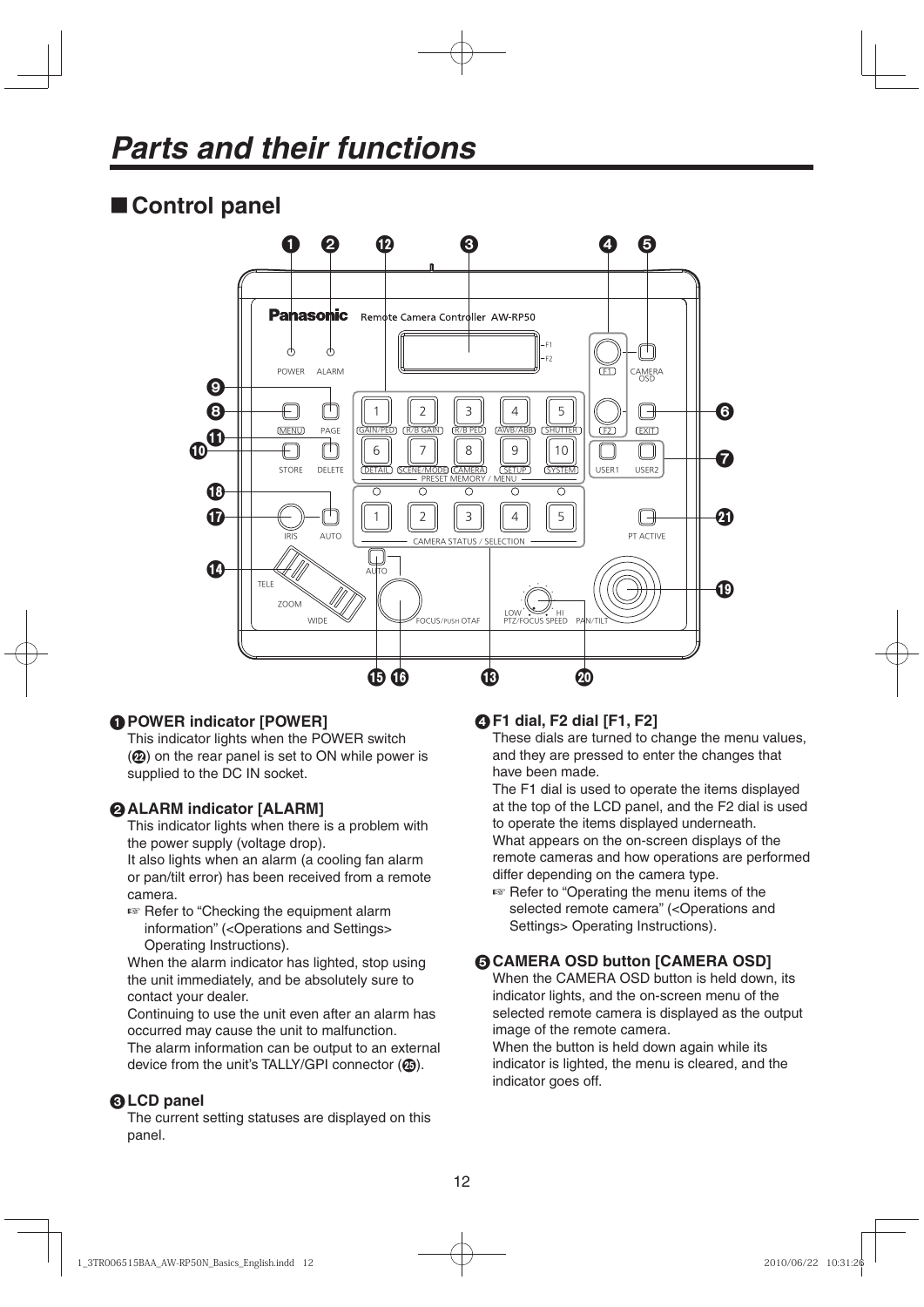# Parts and their functions

## ■ Control panel

**❶ POWER indicator [POWER]**

This indicator lights when the POWER switch (㉒) on the rear panel is set to ON while power is supplied to the DC IN socket.

**❷ ALARM indicator [ALARM]**

This indicator lights when there is a problem with the power supply (voltage drop).

It also lights when an alarm (a cooling fan alarm or pan/tilt error) has been received from a remote camera.

☞ Refer to "Checking the equipment alarm information" (<Operations and Settings> Operating Instructions).

When the alarm indicator has lighted, stop using the unit immediately, and be absolutely sure to contact your dealer.

Continuing to use the unit even after an alarm has occurred may cause the unit to malfunction.

The alarm information can be output to an external device from the unit's TALLY/GPI connector (㉕).

**❸ LCD panel**

The current setting statuses are displayed on this panel.

**❹ F1 dial, F2 dial [F1, F2]**

These dials are turned to change the menu values, and they are pressed to enter the changes that have been made.

The F1 dial is used to operate the items displayed at the top of the LCD panel, and the F2 dial is used to operate the items displayed underneath.

What appears on the on-screen displays of the remote cameras and how operations are performed differ depending on the camera type.

☞ Refer to "Operating the menu items of the selected remote camera" (<Operations and Settings> Operating Instructions).

**❺ CAMERA OSD button [CAMERA OSD]**

When the CAMERA OSD button is held down, its indicator lights, and the on-screen menu of the selected remote camera is displayed as the output image of the remote camera.

When the button is held down again while its indicator is lighted, the menu is cleared, and the indicator goes off.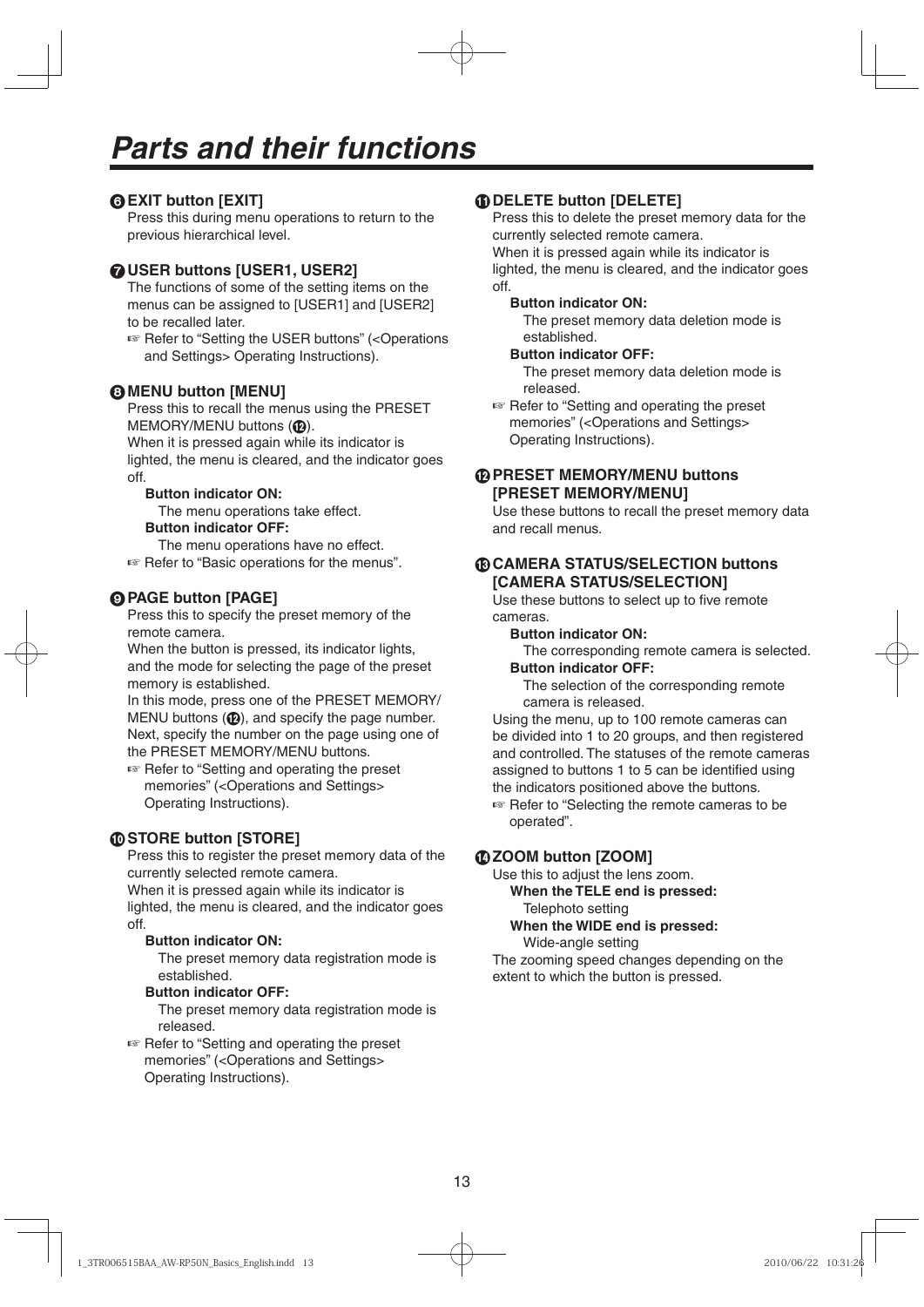# Parts and their functions

### ❻ EXIT button [EXIT]

Press this during menu operations to return to the previous hierarchical level.

### ❼ USER buttons [USER1, USER2]

The functions of some of the setting items on the menus can be assigned to [USER1] and [USER2] to be recalled later.

☞ Refer to “Setting the USER buttons” (<Operations and Settings> Operating Instructions).

### ❽ MENU button [MENU]

Press this to recall the menus using the PRESET MEMORY/MENU buttons (⓬).

When it is pressed again while its indicator is lighted, the menu is cleared, and the indicator goes off.

**Button indicator ON:**

The menu operations take effect.

**Button indicator OFF:**

The menu operations have no effect.

☞ Refer to “Basic operations for the menus”.

### ❾ PAGE button [PAGE]

Press this to specify the preset memory of the remote camera.

When the button is pressed, its indicator lights, and the mode for selecting the page of the preset memory is established.

In this mode, press one of the PRESET MEMORY/MENU buttons (⓬), and specify the page number. Next, specify the number on the page using one of the PRESET MEMORY/MENU buttons.

☞ Refer to “Setting and operating the preset memories” (<Operations and Settings> Operating Instructions).

### ❿ STORE button [STORE]

Press this to register the preset memory data of the currently selected remote camera.

When it is pressed again while its indicator is lighted, the menu is cleared, and the indicator goes off.

**Button indicator ON:**

The preset memory data registration mode is established.

**Button indicator OFF:**

The preset memory data registration mode is released.

☞ Refer to “Setting and operating the preset memories” (<Operations and Settings> Operating Instructions).

### ⓫ DELETE button [DELETE]

Press this to delete the preset memory data for the currently selected remote camera.

When it is pressed again while its indicator is lighted, the menu is cleared, and the indicator goes off.

**Button indicator ON:**

The preset memory data deletion mode is established.

**Button indicator OFF:**

The preset memory data deletion mode is released.

☞ Refer to “Setting and operating the preset memories” (<Operations and Settings> Operating Instructions).

### ⓬ PRESET MEMORY/MENU buttons [PRESET MEMORY/MENU]

Use these buttons to recall the preset memory data and recall menus.

### ⓭ CAMERA STATUS/SELECTION buttons [CAMERA STATUS/SELECTION]

Use these buttons to select up to five remote cameras.

**Button indicator ON:**

The corresponding remote camera is selected.

**Button indicator OFF:**

The selection of the corresponding remote camera is released.

Using the menu, up to 100 remote cameras can be divided into 1 to 20 groups, and then registered and controlled. The statuses of the remote cameras assigned to buttons 1 to 5 can be identified using the indicators positioned above the buttons.

☞ Refer to “Selecting the remote cameras to be operated”.

### ⓮ ZOOM button [ZOOM]

Use this to adjust the lens zoom.

**When the TELE end is pressed:**

Telephoto setting

**When the WIDE end is pressed:**

Wide-angle setting

The zooming speed changes depending on the extent to which the button is pressed.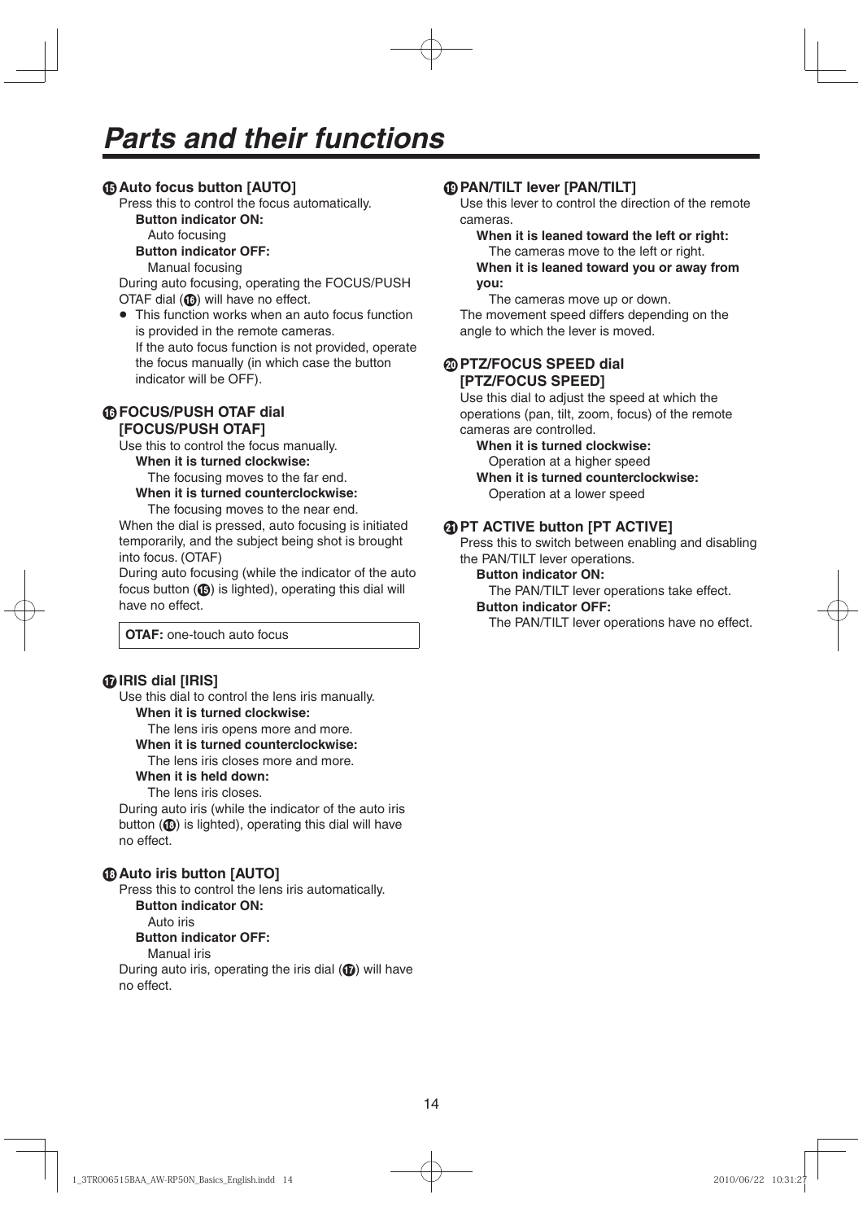# Parts and their functions

### ⑮ Auto focus button [AUTO]

Press this to control the focus automatically.

**Button indicator ON:**
Auto focusing

**Button indicator OFF:**
Manual focusing

During auto focusing, operating the FOCUS/PUSH OTAF dial (⑯) will have no effect.

- This function works when an auto focus function is provided in the remote cameras.
  If the auto focus function is not provided, operate the focus manually (in which case the button indicator will be OFF).

### ⑯ FOCUS/PUSH OTAF dial [FOCUS/PUSH OTAF]

Use this to control the focus manually.

**When it is turned clockwise:**
The focusing moves to the far end.

**When it is turned counterclockwise:**
The focusing moves to the near end.

When the dial is pressed, auto focusing is initiated temporarily, and the subject being shot is brought into focus. (OTAF)

During auto focusing (while the indicator of the auto focus button (⑮) is lighted), operating this dial will have no effect.

| **OTAF:** one-touch auto focus |
|---|

### ⑰ IRIS dial [IRIS]

Use this dial to control the lens iris manually.

**When it is turned clockwise:**
The lens iris opens more and more.

**When it is turned counterclockwise:**
The lens iris closes more and more.

**When it is held down:**
The lens iris closes.

During auto iris (while the indicator of the auto iris button (⑱) is lighted), operating this dial will have no effect.

### ⑱ Auto iris button [AUTO]

Press this to control the lens iris automatically.

**Button indicator ON:**
Auto iris

**Button indicator OFF:**
Manual iris

During auto iris, operating the iris dial (⑰) will have no effect.

### ⑲ PAN/TILT lever [PAN/TILT]

Use this lever to control the direction of the remote cameras.

**When it is leaned toward the left or right:**
The cameras move to the left or right.

**When it is leaned toward you or away from you:**
The cameras move up or down.

The movement speed differs depending on the angle to which the lever is moved.

### ⑳ PTZ/FOCUS SPEED dial [PTZ/FOCUS SPEED]

Use this dial to adjust the speed at which the operations (pan, tilt, zoom, focus) of the remote cameras are controlled.

**When it is turned clockwise:**
Operation at a higher speed

**When it is turned counterclockwise:**
Operation at a lower speed

### ㉑ PT ACTIVE button [PT ACTIVE]

Press this to switch between enabling and disabling the PAN/TILT lever operations.

**Button indicator ON:**
The PAN/TILT lever operations take effect.

**Button indicator OFF:**
The PAN/TILT lever operations have no effect.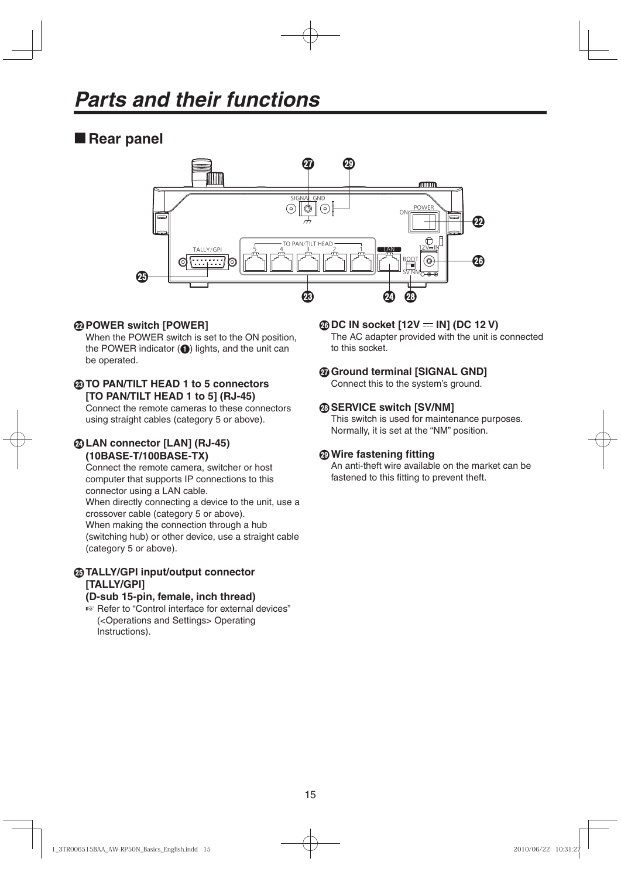# Parts and their functions

## ■ Rear panel

㉒ **POWER switch [POWER]**
When the POWER switch is set to the ON position, the POWER indicator (❶) lights, and the unit can be operated.

㉓ **TO PAN/TILT HEAD 1 to 5 connectors [TO PAN/TILT HEAD 1 to 5] (RJ-45)**
Connect the remote cameras to these connectors using straight cables (category 5 or above).

㉔ **LAN connector [LAN] (RJ-45) (10BASE-T/100BASE-TX)**
Connect the remote camera, switcher or host computer that supports IP connections to this connector using a LAN cable.
When directly connecting a device to the unit, use a crossover cable (category 5 or above).
When making the connection through a hub (switching hub) or other device, use a straight cable (category 5 or above).

㉕ **TALLY/GPI input/output connector [TALLY/GPI] (D-sub 15-pin, female, inch thread)**
☞ Refer to "Control interface for external devices" (<Operations and Settings> Operating Instructions).

㉖ **DC IN socket [12V ⎓ IN] (DC 12 V)**
The AC adapter provided with the unit is connected to this socket.

㉗ **Ground terminal [SIGNAL GND]**
Connect this to the system's ground.

㉘ **SERVICE switch [SV/NM]**
This switch is used for maintenance purposes.
Normally, it is set at the "NM" position.

㉙ **Wire fastening fitting**
An anti-theft wire available on the market can be fastened to this fitting to prevent theft.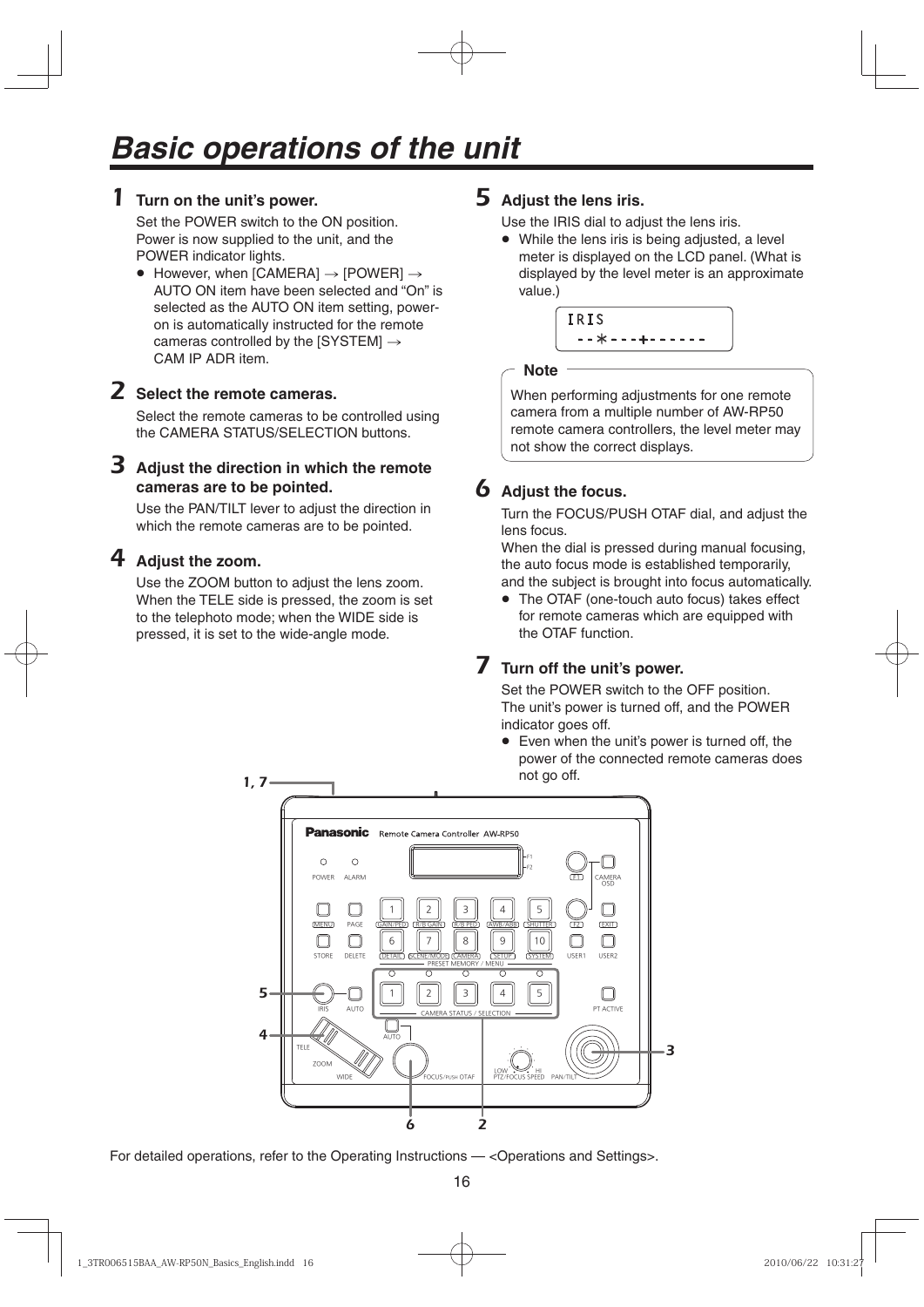# Basic operations of the unit

## 1 Turn on the unit's power.

Set the POWER switch to the ON position. Power is now supplied to the unit, and the POWER indicator lights.

- However, when [CAMERA] → [POWER] → AUTO ON item have been selected and "On" is selected as the AUTO ON item setting, power-on is automatically instructed for the remote cameras controlled by the [SYSTEM] → CAM IP ADR item.

## 2 Select the remote cameras.

Select the remote cameras to be controlled using the CAMERA STATUS/SELECTION buttons.

## 3 Adjust the direction in which the remote cameras are to be pointed.

Use the PAN/TILT lever to adjust the direction in which the remote cameras are to be pointed.

## 4 Adjust the zoom.

Use the ZOOM button to adjust the lens zoom. When the TELE side is pressed, the zoom is set to the telephoto mode; when the WIDE side is pressed, it is set to the wide-angle mode.

## 5 Adjust the lens iris.

Use the IRIS dial to adjust the lens iris.

- While the lens iris is being adjusted, a level meter is displayed on the LCD panel. (What is displayed by the level meter is an approximate value.)

```
IRIS
 --*---+------
```

**Note**

When performing adjustments for one remote camera from a multiple number of AW-RP50 remote camera controllers, the level meter may not show the correct displays.

## 6 Adjust the focus.

Turn the FOCUS/PUSH OTAF dial, and adjust the lens focus.
When the dial is pressed during manual focusing, the auto focus mode is established temporarily, and the subject is brought into focus automatically.

- The OTAF (one-touch auto focus) takes effect for remote cameras which are equipped with the OTAF function.

## 7 Turn off the unit's power.

Set the POWER switch to the OFF position. The unit's power is turned off, and the POWER indicator goes off.

- Even when the unit's power is turned off, the power of the connected remote cameras does not go off.

For detailed operations, refer to the Operating Instructions — <Operations and Settings>.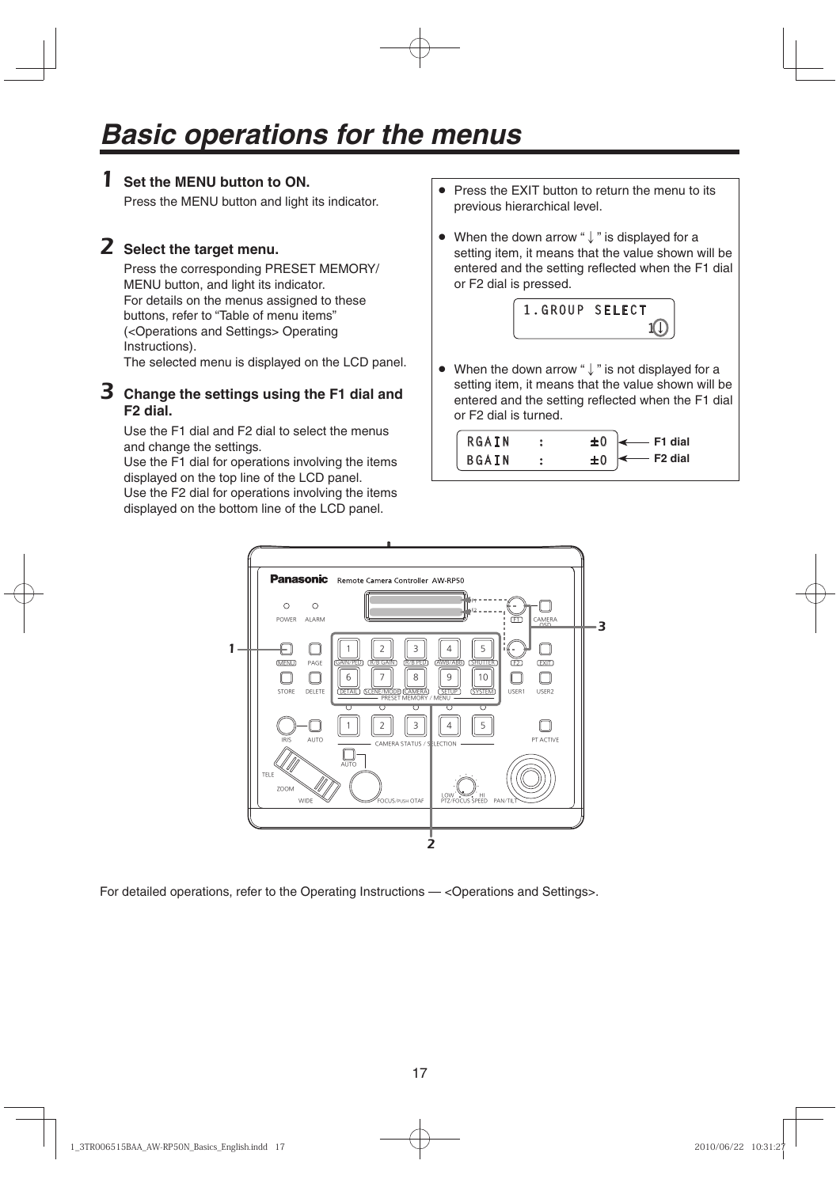# Basic operations for the menus

**1 Set the MENU button to ON.**

Press the MENU button and light its indicator.

**2 Select the target menu.**

Press the corresponding PRESET MEMORY/MENU button, and light its indicator.
For details on the menus assigned to these buttons, refer to "Table of menu items" (<Operations and Settings> Operating Instructions).
The selected menu is displayed on the LCD panel.

**3 Change the settings using the F1 dial and F2 dial.**

Use the F1 dial and F2 dial to select the menus and change the settings.
Use the F1 dial for operations involving the items displayed on the top line of the LCD panel.
Use the F2 dial for operations involving the items displayed on the bottom line of the LCD panel.

- Press the EXIT button to return the menu to its previous hierarchical level.
- When the down arrow " ↓ " is displayed for a setting item, it means that the value shown will be entered and the setting reflected when the F1 dial or F2 dial is pressed.

```
1.GROUP SELECT
             1↓
```

- When the down arrow " ↓ " is not displayed for a setting item, it means that the value shown will be entered and the setting reflected when the F1 dial or F2 dial is turned.

```
RGAIN   :    ±0   ← F1 dial
BGAIN   :    ±0   ← F2 dial
```

For detailed operations, refer to the Operating Instructions — <Operations and Settings>.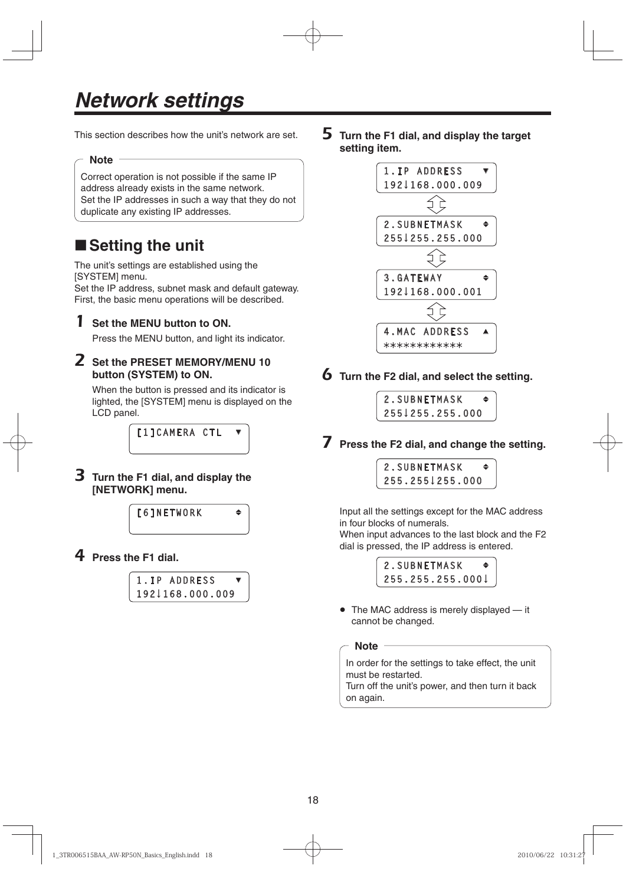# Network settings

This section describes how the unit's network are set.

> **Note**
>
> Correct operation is not possible if the same IP address already exists in the same network.
> Set the IP addresses in such a way that they do not duplicate any existing IP addresses.

## ■Setting the unit

The unit's settings are established using the [SYSTEM] menu.
Set the IP address, subnet mask and default gateway.
First, the basic menu operations will be described.

**1 Set the MENU button to ON.**

Press the MENU button, and light its indicator.

**2 Set the PRESET MEMORY/MENU 10 button (SYSTEM) to ON.**

When the button is pressed and its indicator is lighted, the [SYSTEM] menu is displayed on the LCD panel.

```
[1]CAMERA CTL   ▼
```

**3 Turn the F1 dial, and display the [NETWORK] menu.**

```
[6]NETWORK      ⬍
```

**4 Press the F1 dial.**

```
1.IP ADDRESS    ▼
192↓168.000.009
```

**5 Turn the F1 dial, and display the target setting item.**

```
1.IP ADDRESS    ▼
192↓168.000.009
```

⇕

```
2.SUBNETMASK    ⬍
255↓255.255.000
```

⇕

```
3.GATEWAY       ⬍
192↓168.000.001
```

⇕

```
4.MAC ADDRESS   ▲
************
```

**6 Turn the F2 dial, and select the setting.**

```
2.SUBNETMASK    ⬍
255↓255.255.000
```

**7 Press the F2 dial, and change the setting.**

```
2.SUBNETMASK    ⬍
255.255↓255.000
```

Input all the settings except for the MAC address in four blocks of numerals.
When input advances to the last block and the F2 dial is pressed, the IP address is entered.

```
2.SUBNETMASK    ⬍
255.255.255.000↓
```

- The MAC address is merely displayed — it cannot be changed.

> **Note**
>
> In order for the settings to take effect, the unit must be restarted.
> Turn off the unit's power, and then turn it back on again.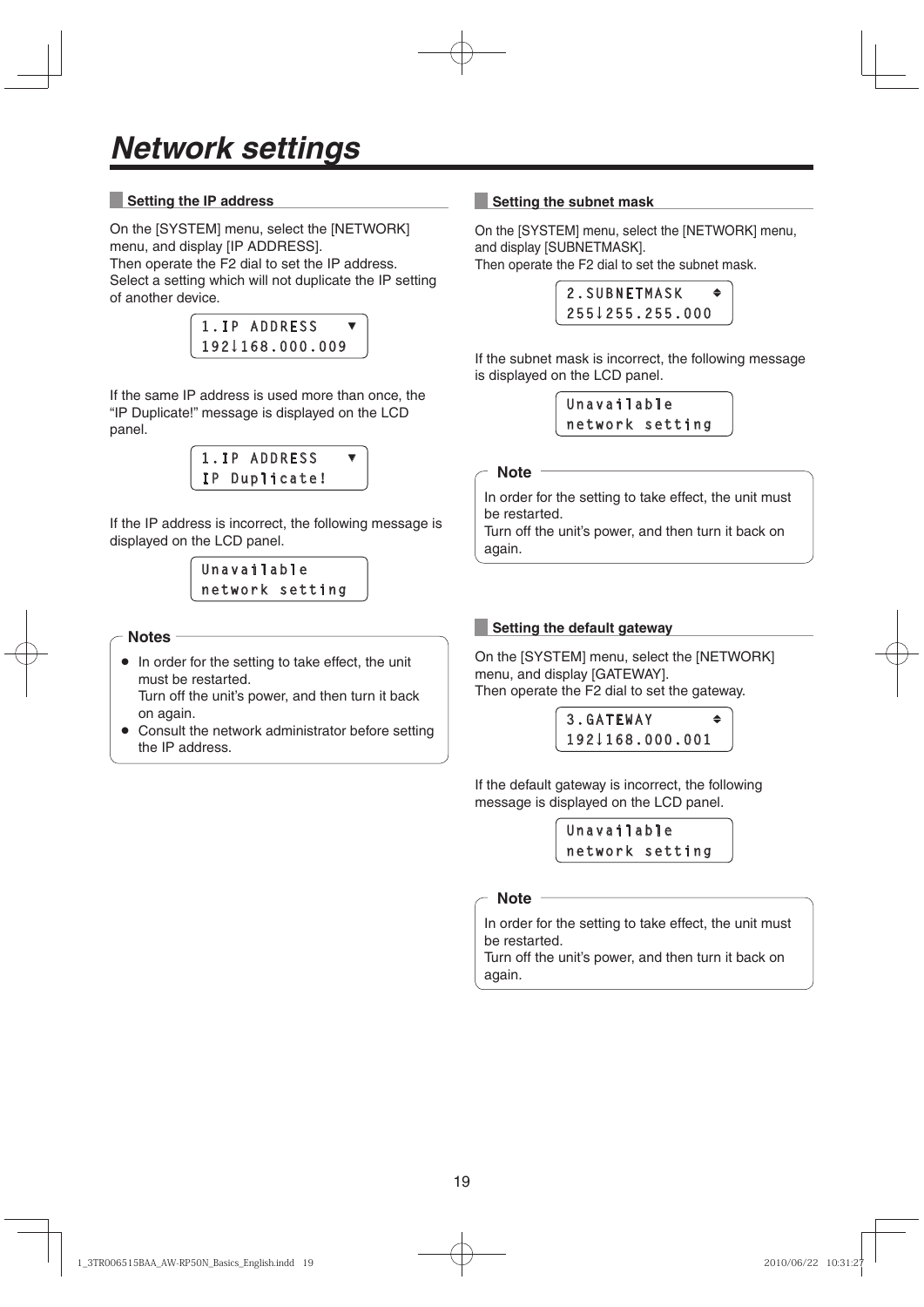# Network settings

## Setting the IP address

On the [SYSTEM] menu, select the [NETWORK] menu, and display [IP ADDRESS].
Then operate the F2 dial to set the IP address.
Select a setting which will not duplicate the IP setting of another device.

```
1.IP ADDRESS    ▼
192↓168.000.009
```

If the same IP address is used more than once, the "IP Duplicate!" message is displayed on the LCD panel.

```
1.IP ADDRESS    ▼
IP Duplicate!
```

If the IP address is incorrect, the following message is displayed on the LCD panel.

```
Unavailable
network setting
```

**Notes**

- In order for the setting to take effect, the unit must be restarted.
  Turn off the unit's power, and then turn it back on again.
- Consult the network administrator before setting the IP address.

## Setting the subnet mask

On the [SYSTEM] menu, select the [NETWORK] menu, and display [SUBNETMASK].
Then operate the F2 dial to set the subnet mask.

```
2.SUBNETMASK    ⇕
255↓255.255.000
```

If the subnet mask is incorrect, the following message is displayed on the LCD panel.

```
Unavailable
network setting
```

**Note**

In order for the setting to take effect, the unit must be restarted.
Turn off the unit's power, and then turn it back on again.

## Setting the default gateway

On the [SYSTEM] menu, select the [NETWORK] menu, and display [GATEWAY].
Then operate the F2 dial to set the gateway.

```
3.GATEWAY       ⇕
192↓168.000.001
```

If the default gateway is incorrect, the following message is displayed on the LCD panel.

```
Unavailable
network setting
```

**Note**

In order for the setting to take effect, the unit must be restarted.
Turn off the unit's power, and then turn it back on again.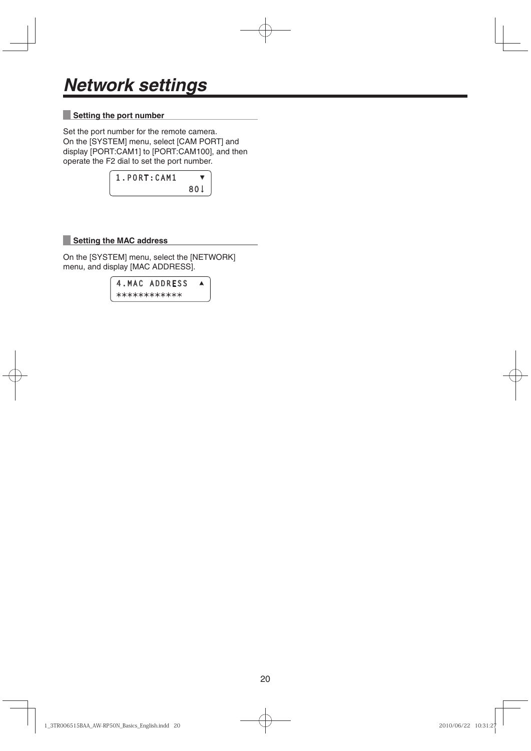# Network settings

## Setting the port number

Set the port number for the remote camera.
On the [SYSTEM] menu, select [CAM PORT] and display [PORT:CAM1] to [PORT:CAM100], and then operate the F2 dial to set the port number.

```
1.PORT:CAM1     ▼
              80↓
```

## Setting the MAC address

On the [SYSTEM] menu, select the [NETWORK] menu, and display [MAC ADDRESS].

```
4.MAC ADDRESS   ▲
************
```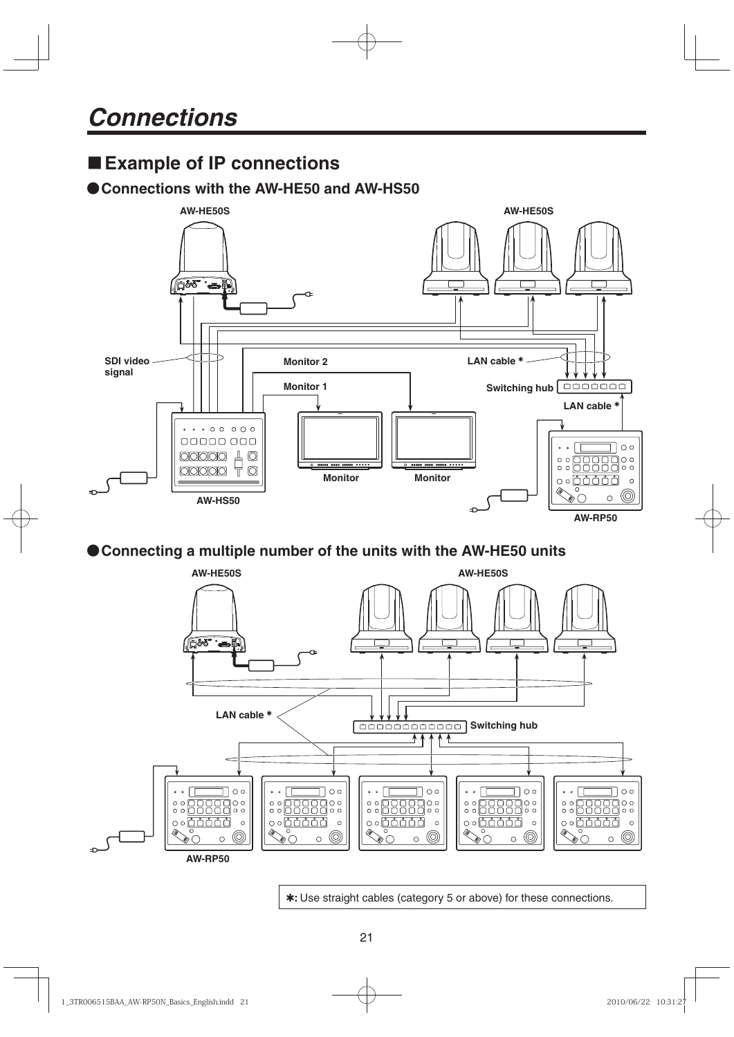# Connections

## ■ Example of IP connections

### ● Connections with the AW-HE50 and AW-HS50

AW-HE50S

AW-HE50S

SDI video signal

Monitor 2

Monitor 1

LAN cable *

Switching hub

LAN cable *

Monitor

Monitor

AW-HS50

AW-RP50

### ● Connecting a multiple number of the units with the AW-HE50 units

AW-HE50S

AW-HE50S

LAN cable *

Switching hub

AW-RP50

*: Use straight cables (category 5 or above) for these connections.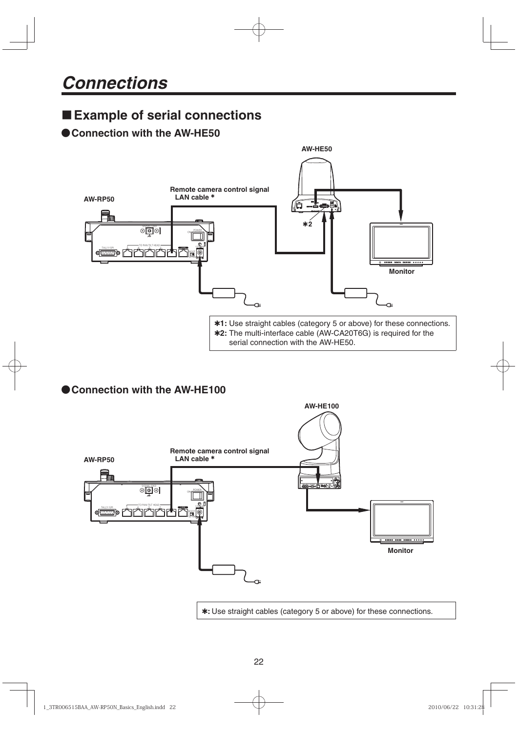# Connections

## ■ Example of serial connections

### ● Connection with the AW-HE50

AW-HE50

Remote camera control signal
LAN cable *

AW-RP50

*2

Monitor

*1: Use straight cables (category 5 or above) for these connections.
*2: The multi-interface cable (AW-CA20T6G) is required for the serial connection with the AW-HE50.

### ● Connection with the AW-HE100

AW-HE100

Remote camera control signal
LAN cable *

AW-RP50

Monitor

*: Use straight cables (category 5 or above) for these connections.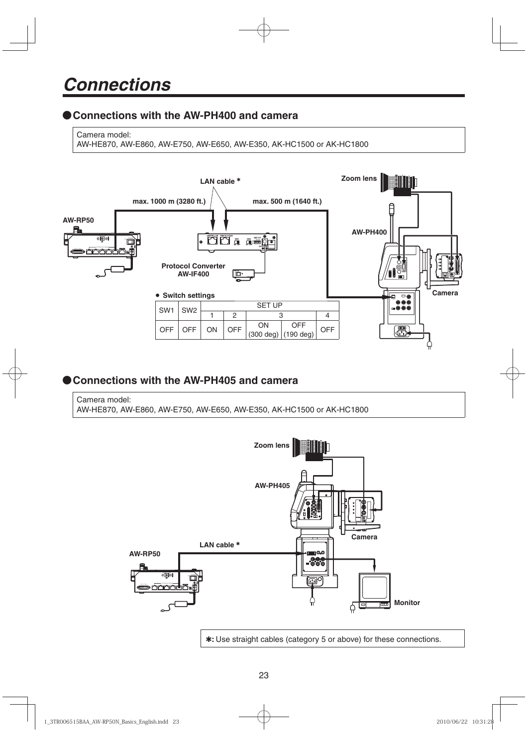# Connections

## ● Connections with the AW-PH400 and camera

Camera model:
AW-HE870, AW-E860, AW-E750, AW-E650, AW-E350, AK-HC1500 or AK-HC1800

LAN cable *

max. 1000 m (3280 ft.)

max. 500 m (1640 ft.)

AW-RP50

Zoom lens

AW-PH400

Protocol Converter AW-IF400

Camera

- **Switch settings**

| SW1 | SW2 | SET UP | | | | |
|---|---|---|---|---|---|---|
| | | 1 | 2 | 3 | | 4 |
| OFF | OFF | ON | OFF | ON (300 deg) | OFF (190 deg) | OFF |

## ● Connections with the AW-PH405 and camera

Camera model:
AW-HE870, AW-E860, AW-E750, AW-E650, AW-E350, AK-HC1500 or AK-HC1800

Zoom lens

AW-PH405

Camera

LAN cable *

AW-RP50

Monitor

*: Use straight cables (category 5 or above) for these connections.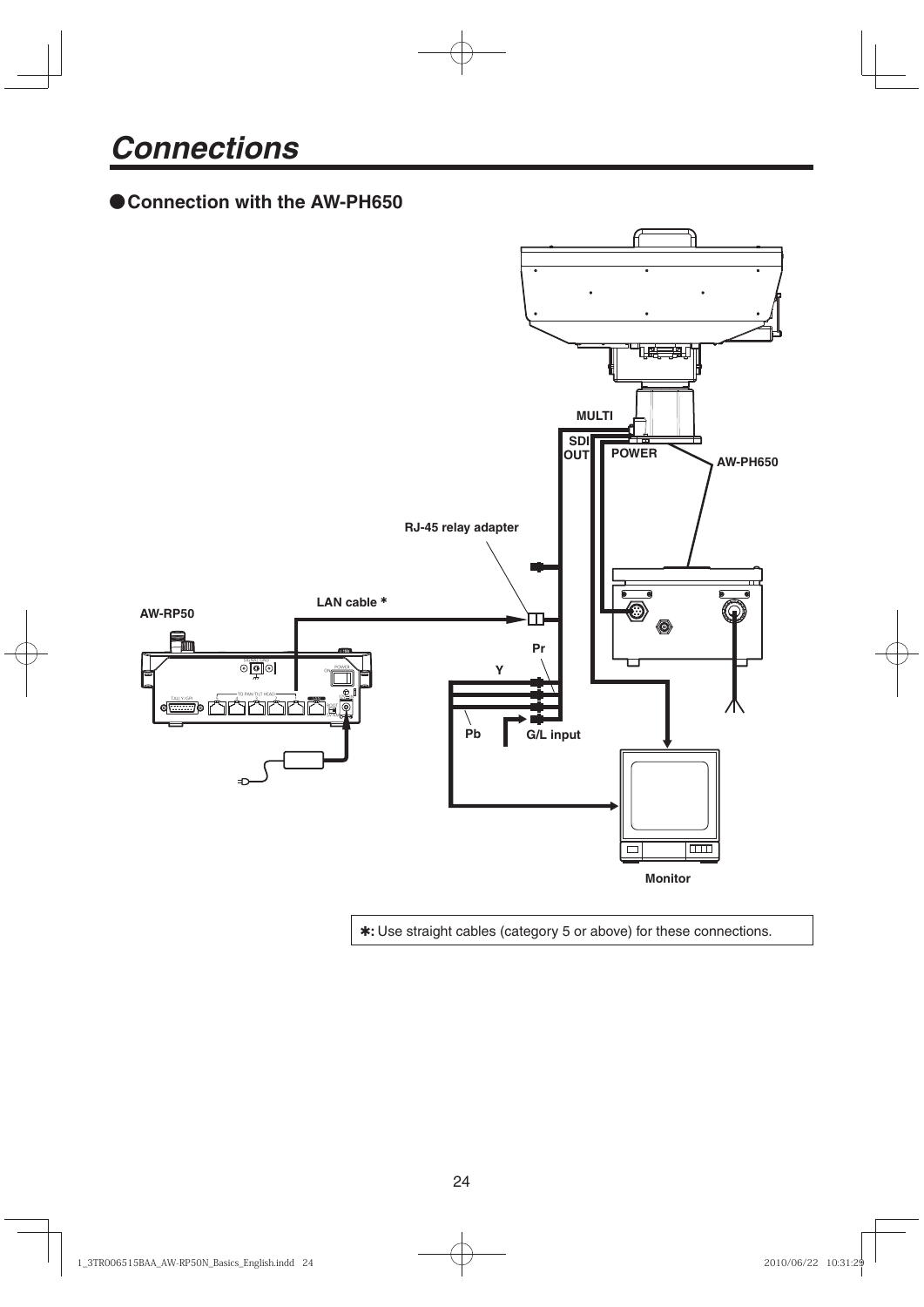# Connections

## ●Connection with the AW-PH650

MULTI

SDI OUT

POWER

AW-PH650

RJ-45 relay adapter

AW-RP50

LAN cable ∗

Pr

Y

Pb

G/L input

Monitor

✱: Use straight cables (category 5 or above) for these connections.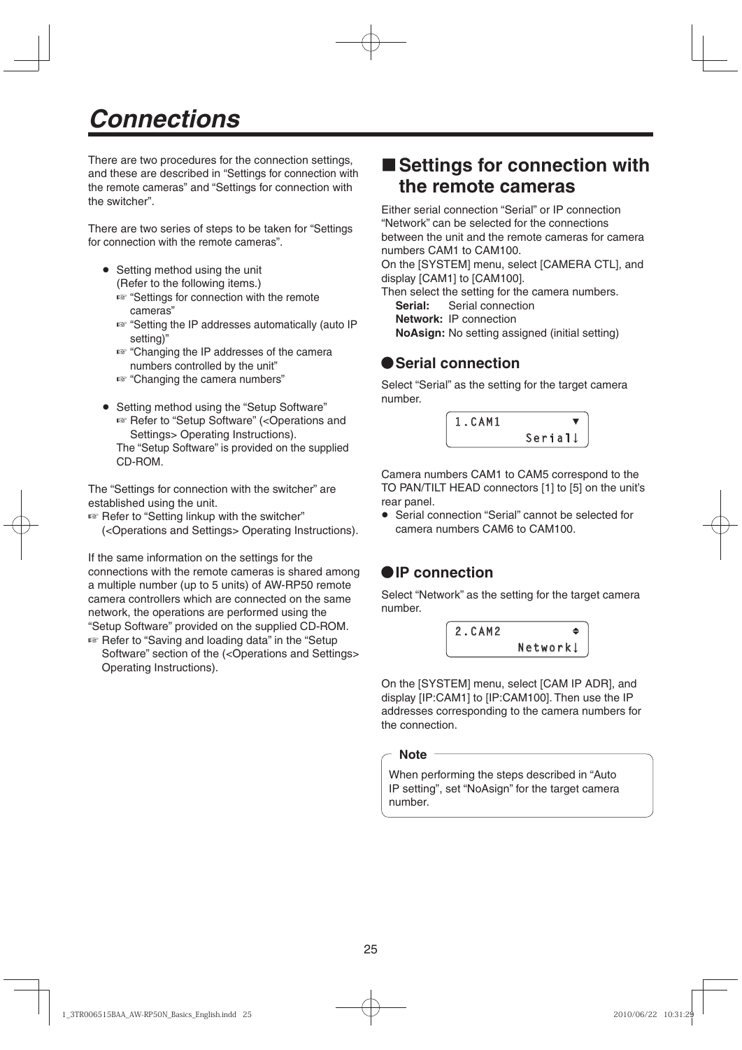# Connections

There are two procedures for the connection settings, and these are described in "Settings for connection with the remote cameras" and "Settings for connection with the switcher".

There are two series of steps to be taken for "Settings for connection with the remote cameras".

- Setting method using the unit
  (Refer to the following items.)
  ☞ "Settings for connection with the remote cameras"
  ☞ "Setting the IP addresses automatically (auto IP setting)"
  ☞ "Changing the IP addresses of the camera numbers controlled by the unit"
  ☞ "Changing the camera numbers"

- Setting method using the "Setup Software"
  ☞ Refer to "Setup Software" (<Operations and Settings> Operating Instructions).
  The "Setup Software" is provided on the supplied CD-ROM.

The "Settings for connection with the switcher" are established using the unit.
☞ Refer to "Setting linkup with the switcher" (<Operations and Settings> Operating Instructions).

If the same information on the settings for the connections with the remote cameras is shared among a multiple number (up to 5 units) of AW-RP50 remote camera controllers which are connected on the same network, the operations are performed using the "Setup Software" provided on the supplied CD-ROM.
☞ Refer to "Saving and loading data" in the "Setup Software" section of the (<Operations and Settings> Operating Instructions).

## ■ Settings for connection with the remote cameras

Either serial connection "Serial" or IP connection "Network" can be selected for the connections between the unit and the remote cameras for camera numbers CAM1 to CAM100.
On the [SYSTEM] menu, select [CAMERA CTL], and display [CAM1] to [CAM100].
Then select the setting for the camera numbers.

**Serial:** Serial connection
**Network:** IP connection
**NoAsign:** No setting assigned (initial setting)

### ● Serial connection

Select "Serial" as the setting for the target camera number.

```
1.CAM1        ▼
        Serial↓
```

Camera numbers CAM1 to CAM5 correspond to the TO PAN/TILT HEAD connectors [1] to [5] on the unit's rear panel.

- Serial connection "Serial" cannot be selected for camera numbers CAM6 to CAM100.

### ● IP connection

Select "Network" as the setting for the target camera number.

```
2.CAM2        ♦
       Network↓
```

On the [SYSTEM] menu, select [CAM IP ADR], and display [IP:CAM1] to [IP:CAM100]. Then use the IP addresses corresponding to the camera numbers for the connection.

**Note**

When performing the steps described in "Auto IP setting", set "NoAsign" for the target camera number.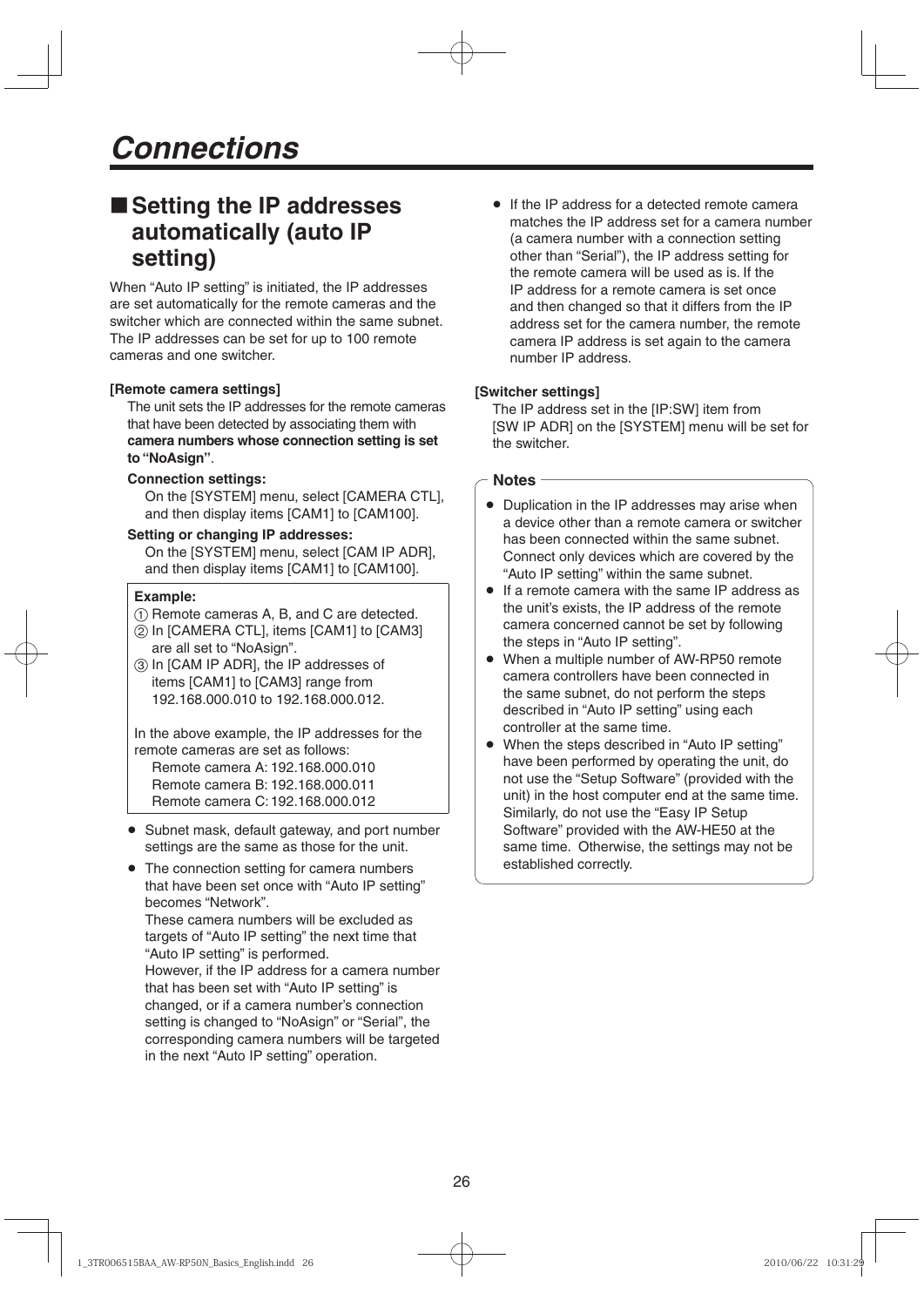# Connections

## ■ Setting the IP addresses automatically (auto IP setting)

When "Auto IP setting" is initiated, the IP addresses are set automatically for the remote cameras and the switcher which are connected within the same subnet. The IP addresses can be set for up to 100 remote cameras and one switcher.

**[Remote camera settings]**

The unit sets the IP addresses for the remote cameras that have been detected by associating them with **camera numbers whose connection setting is set to "NoAsign"**.

**Connection settings:**

On the [SYSTEM] menu, select [CAMERA CTL], and then display items [CAM1] to [CAM100].

**Setting or changing IP addresses:**

On the [SYSTEM] menu, select [CAM IP ADR], and then display items [CAM1] to [CAM100].

**Example:**

① Remote cameras A, B, and C are detected.
② In [CAMERA CTL], items [CAM1] to [CAM3] are all set to "NoAsign".
③ In [CAM IP ADR], the IP addresses of items [CAM1] to [CAM3] range from 192.168.000.010 to 192.168.000.012.

In the above example, the IP addresses for the remote cameras are set as follows:
Remote camera A: 192.168.000.010
Remote camera B: 192.168.000.011
Remote camera C: 192.168.000.012

- Subnet mask, default gateway, and port number settings are the same as those for the unit.
- The connection setting for camera numbers that have been set once with "Auto IP setting" becomes "Network".
  These camera numbers will be excluded as targets of "Auto IP setting" the next time that "Auto IP setting" is performed.
  However, if the IP address for a camera number that has been set with "Auto IP setting" is changed, or if a camera number's connection setting is changed to "NoAsign" or "Serial", the corresponding camera numbers will be targeted in the next "Auto IP setting" operation.
- If the IP address for a detected remote camera matches the IP address set for a camera number (a camera number with a connection setting other than "Serial"), the IP address setting for the remote camera will be used as is. If the IP address for a remote camera is set once and then changed so that it differs from the IP address set for the camera number, the remote camera IP address is set again to the camera number IP address.

**[Switcher settings]**

The IP address set in the [IP:SW] item from [SW IP ADR] on the [SYSTEM] menu will be set for the switcher.

**Notes**

- Duplication in the IP addresses may arise when a device other than a remote camera or switcher has been connected within the same subnet. Connect only devices which are covered by the "Auto IP setting" within the same subnet.
- If a remote camera with the same IP address as the unit's exists, the IP address of the remote camera concerned cannot be set by following the steps in "Auto IP setting".
- When a multiple number of AW-RP50 remote camera controllers have been connected in the same subnet, do not perform the steps described in "Auto IP setting" using each controller at the same time.
- When the steps described in "Auto IP setting" have been performed by operating the unit, do not use the "Setup Software" (provided with the unit) in the host computer end at the same time. Similarly, do not use the "Easy IP Setup Software" provided with the AW-HE50 at the same time. Otherwise, the settings may not be established correctly.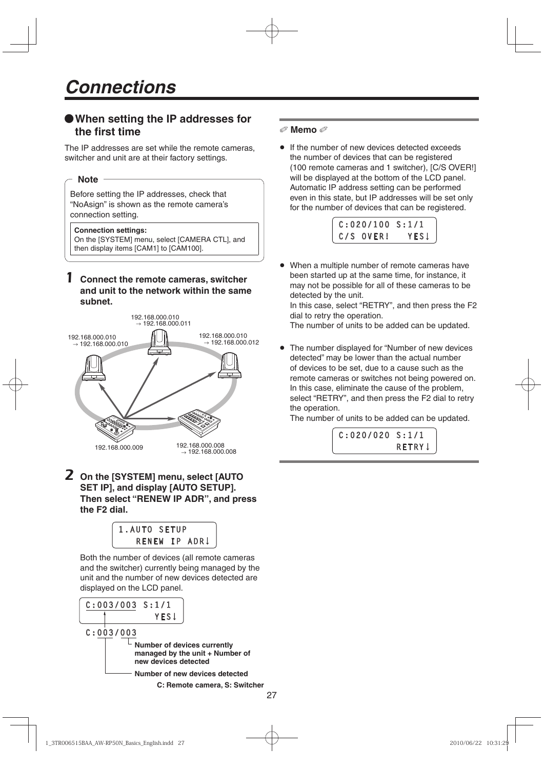# Connections

## ● When setting the IP addresses for the first time

The IP addresses are set while the remote cameras, switcher and unit are at their factory settings.

**Note**

Before setting the IP addresses, check that "NoAsign" is shown as the remote camera's connection setting.

**Connection settings:**
On the [SYSTEM] menu, select [CAMERA CTL], and then display items [CAM1] to [CAM100].

**1 Connect the remote cameras, switcher and unit to the network within the same subnet.**

192.168.000.010 → 192.168.000.011

192.168.000.010 → 192.168.000.010

192.168.000.010 → 192.168.000.012

192.168.000.009

192.168.000.008 → 192.168.000.008

**2 On the [SYSTEM] menu, select [AUTO SET IP], and display [AUTO SETUP]. Then select "RENEW IP ADR", and press the F2 dial.**

```
1.AUTO SETUP
    RENEW IP ADR↓
```

Both the number of devices (all remote cameras and the switcher) currently being managed by the unit and the number of new devices detected are displayed on the LCD panel.

```
C:003/003 S:1/1
             YES↓
```

C:003/003

- Number of devices currently managed by the unit + Number of new devices detected
- Number of new devices detected

**C: Remote camera, S: Switcher**

---

**Memo**

- If the number of new devices detected exceeds the number of devices that can be registered (100 remote cameras and 1 switcher), [C/S OVER!] will be displayed at the bottom of the LCD panel. Automatic IP address setting can be performed even in this state, but IP addresses will be set only for the number of devices that can be registered.

```
C:020/100 S:1/1
C/S OVER!    YES↓
```

- When a multiple number of remote cameras have been started up at the same time, for instance, it may not be possible for all of these cameras to be detected by the unit.
  In this case, select "RETRY", and then press the F2 dial to retry the operation.
  The number of units to be added can be updated.

- The number displayed for "Number of new devices detected" may be lower than the actual number of devices to be set, due to a cause such as the remote cameras or switches not being powered on. In this case, eliminate the cause of the problem, select "RETRY", and then press the F2 dial to retry the operation.
  The number of units to be added can be updated.

```
C:020/020 S:1/1
           RETRY↓
```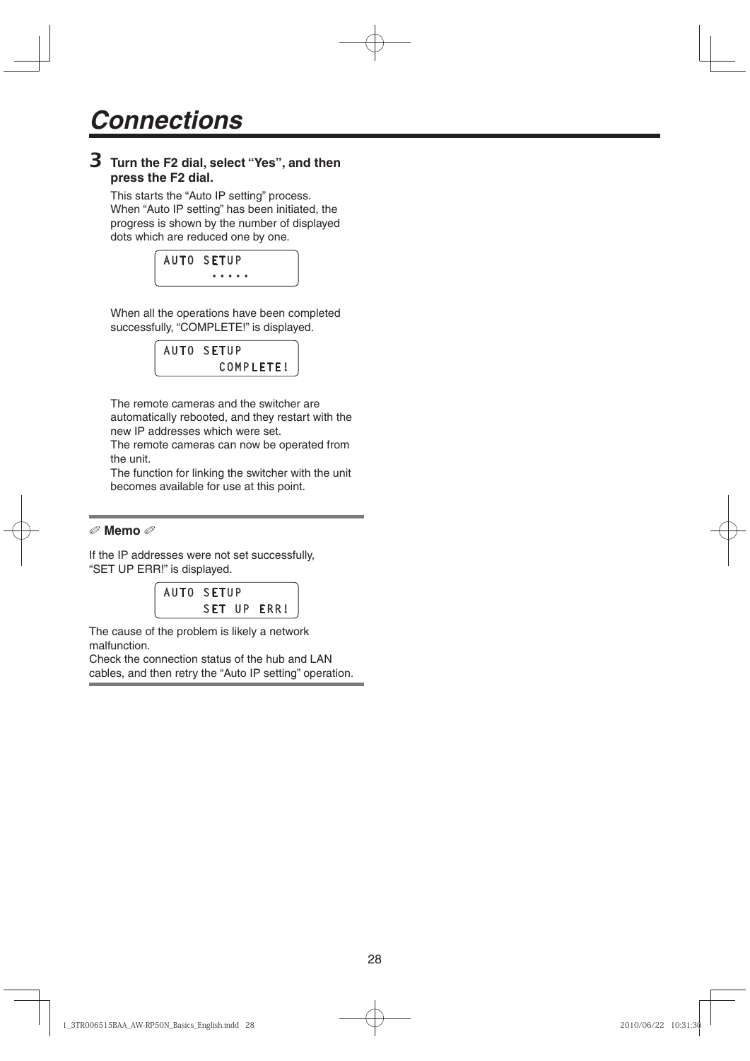# Connections

**3 Turn the F2 dial, select "Yes", and then press the F2 dial.**

This starts the "Auto IP setting" process.
When "Auto IP setting" has been initiated, the progress is shown by the number of displayed dots which are reduced one by one.

```
AUTO SETUP
       •••••
```

When all the operations have been completed successfully, "COMPLETE!" is displayed.

```
AUTO SETUP
        COMPLETE!
```

The remote cameras and the switcher are automatically rebooted, and they restart with the new IP addresses which were set.
The remote cameras can now be operated from the unit.
The function for linking the switcher with the unit becomes available for use at this point.

**Memo**

If the IP addresses were not set successfully, "SET UP ERR!" is displayed.

```
AUTO SETUP
      SET UP ERR!
```

The cause of the problem is likely a network malfunction.
Check the connection status of the hub and LAN cables, and then retry the "Auto IP setting" operation.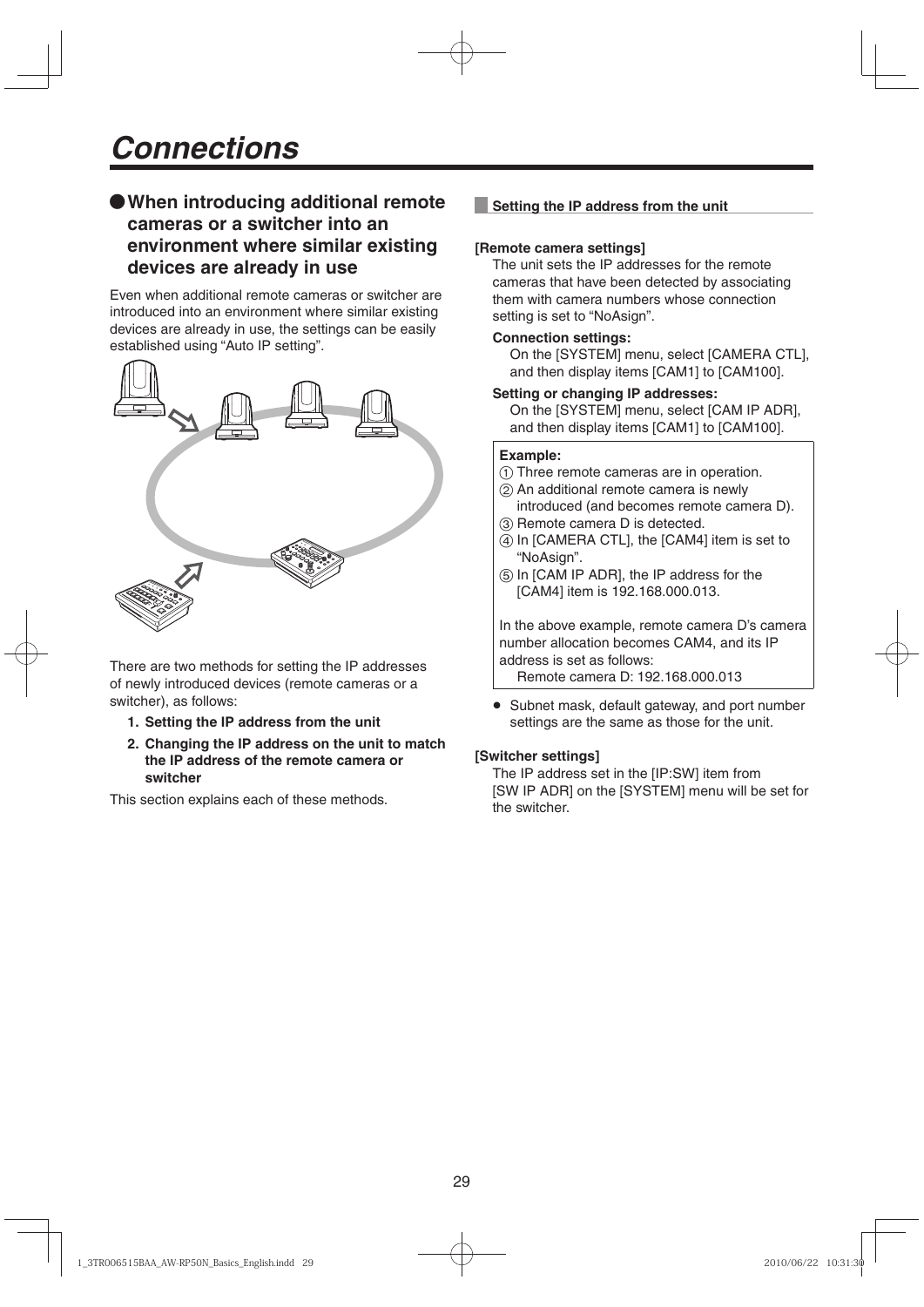# Connections

## ● When introducing additional remote cameras or a switcher into an environment where similar existing devices are already in use

Even when additional remote cameras or switcher are introduced into an environment where similar existing devices are already in use, the settings can be easily established using "Auto IP setting".

There are two methods for setting the IP addresses of newly introduced devices (remote cameras or a switcher), as follows:

1. **Setting the IP address from the unit**
2. **Changing the IP address on the unit to match the IP address of the remote camera or switcher**

This section explains each of these methods.

### Setting the IP address from the unit

**[Remote camera settings]**

The unit sets the IP addresses for the remote cameras that have been detected by associating them with camera numbers whose connection setting is set to "NoAsign".

**Connection settings:**

On the [SYSTEM] menu, select [CAMERA CTL], and then display items [CAM1] to [CAM100].

**Setting or changing IP addresses:**

On the [SYSTEM] menu, select [CAM IP ADR], and then display items [CAM1] to [CAM100].

**Example:**

① Three remote cameras are in operation.
② An additional remote camera is newly introduced (and becomes remote camera D).
③ Remote camera D is detected.
④ In [CAMERA CTL], the [CAM4] item is set to "NoAsign".
⑤ In [CAM IP ADR], the IP address for the [CAM4] item is 192.168.000.013.

In the above example, remote camera D's camera number allocation becomes CAM4, and its IP address is set as follows:

Remote camera D: 192.168.000.013

- Subnet mask, default gateway, and port number settings are the same as those for the unit.

**[Switcher settings]**

The IP address set in the [IP:SW] item from [SW IP ADR] on the [SYSTEM] menu will be set for the switcher.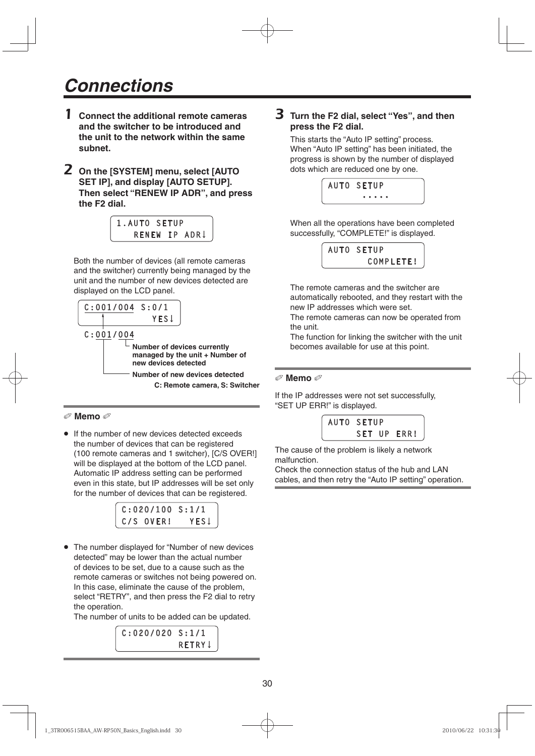# Connections

**1** **Connect the additional remote cameras and the switcher to be introduced and the unit to the network within the same subnet.**

**2** **On the [SYSTEM] menu, select [AUTO SET IP], and display [AUTO SETUP]. Then select "RENEW IP ADR", and press the F2 dial.**

```
1.AUTO SETUP
   RENEW IP ADR↓
```

Both the number of devices (all remote cameras and the switcher) currently being managed by the unit and the number of new devices detected are displayed on the LCD panel.

```
C:001/004 S:0/1
            YES↓
```

C:001/004

- Number of devices currently managed by the unit + Number of new devices detected
- Number of new devices detected

**C: Remote camera, S: Switcher**

✐ **Memo** ✐

- If the number of new devices detected exceeds the number of devices that can be registered (100 remote cameras and 1 switcher), [C/S OVER!] will be displayed at the bottom of the LCD panel. Automatic IP address setting can be performed even in this state, but IP addresses will be set only for the number of devices that can be registered.

```
C:020/100 S:1/1
C/S OVER!   YES↓
```

- The number displayed for "Number of new devices detected" may be lower than the actual number of devices to be set, due to a cause such as the remote cameras or switches not being powered on. In this case, eliminate the cause of the problem, select "RETRY", and then press the F2 dial to retry the operation.
  The number of units to be added can be updated.

```
C:020/020 S:1/1
          RETRY↓
```

**3** **Turn the F2 dial, select "Yes", and then press the F2 dial.**

This starts the "Auto IP setting" process.
When "Auto IP setting" has been initiated, the progress is shown by the number of displayed dots which are reduced one by one.

```
AUTO SETUP
      .....
```

When all the operations have been completed successfully, "COMPLETE!" is displayed.

```
AUTO SETUP
      COMPLETE!
```

The remote cameras and the switcher are automatically rebooted, and they restart with the new IP addresses which were set.
The remote cameras can now be operated from the unit.
The function for linking the switcher with the unit becomes available for use at this point.

✐ **Memo** ✐

If the IP addresses were not set successfully, "SET UP ERR!" is displayed.

```
AUTO SETUP
     SET UP ERR!
```

The cause of the problem is likely a network malfunction.
Check the connection status of the hub and LAN cables, and then retry the "Auto IP setting" operation.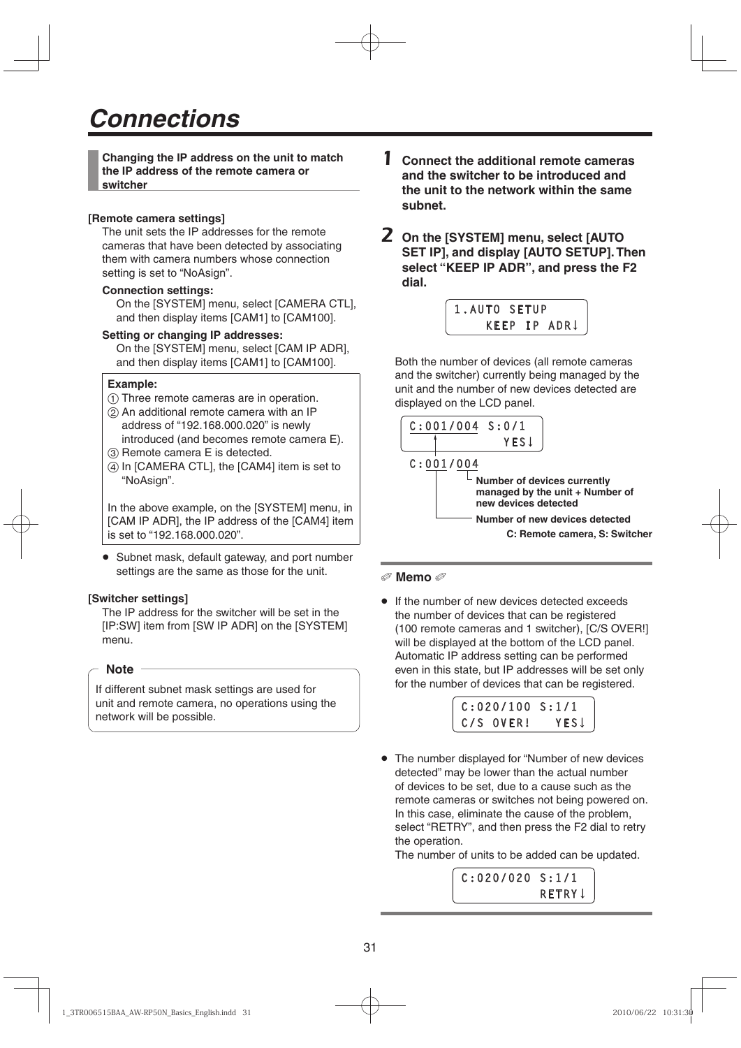# Connections

## Changing the IP address on the unit to match the IP address of the remote camera or switcher

**[Remote camera settings]**

The unit sets the IP addresses for the remote cameras that have been detected by associating them with camera numbers whose connection setting is set to “NoAsign”.

**Connection settings:**

On the [SYSTEM] menu, select [CAMERA CTL], and then display items [CAM1] to [CAM100].

**Setting or changing IP addresses:**

On the [SYSTEM] menu, select [CAM IP ADR], and then display items [CAM1] to [CAM100].

> **Example:**
>
> ① Three remote cameras are in operation.
> ② An additional remote camera with an IP address of “192.168.000.020” is newly introduced (and becomes remote camera E).
> ③ Remote camera E is detected.
> ④ In [CAMERA CTL], the [CAM4] item is set to “NoAsign”.
>
> In the above example, on the [SYSTEM] menu, in [CAM IP ADR], the IP address of the [CAM4] item is set to “192.168.000.020”.

- Subnet mask, default gateway, and port number settings are the same as those for the unit.

**[Switcher settings]**

The IP address for the switcher will be set in the [IP:SW] item from [SW IP ADR] on the [SYSTEM] menu.

> **Note**
>
> If different subnet mask settings are used for unit and remote camera, no operations using the network will be possible.

**1 Connect the additional remote cameras and the switcher to be introduced and the unit to the network within the same subnet.**

**2 On the [SYSTEM] menu, select [AUTO SET IP], and display [AUTO SETUP]. Then select “KEEP IP ADR”, and press the F2 dial.**

```
1.AUTO SETUP
    KEEP IP ADR↓
```

Both the number of devices (all remote cameras and the switcher) currently being managed by the unit and the number of new devices detected are displayed on the LCD panel.

```
C:001/004 S:0/1
           YES↓
```

C:001/004

- 001: Number of new devices detected
- 004: Number of devices currently managed by the unit + Number of new devices detected

C: Remote camera, S: Switcher

**Memo**

- If the number of new devices detected exceeds the number of devices that can be registered (100 remote cameras and 1 switcher), [C/S OVER!] will be displayed at the bottom of the LCD panel. Automatic IP address setting can be performed even in this state, but IP addresses will be set only for the number of devices that can be registered.

```
C:020/100 S:1/1
C/S OVER!   YES↓
```

- The number displayed for “Number of new devices detected” may be lower than the actual number of devices to be set, due to a cause such as the remote cameras or switches not being powered on. In this case, eliminate the cause of the problem, select “RETRY”, and then press the F2 dial to retry the operation.
  The number of units to be added can be updated.

```
C:020/020 S:1/1
         RETRY↓
```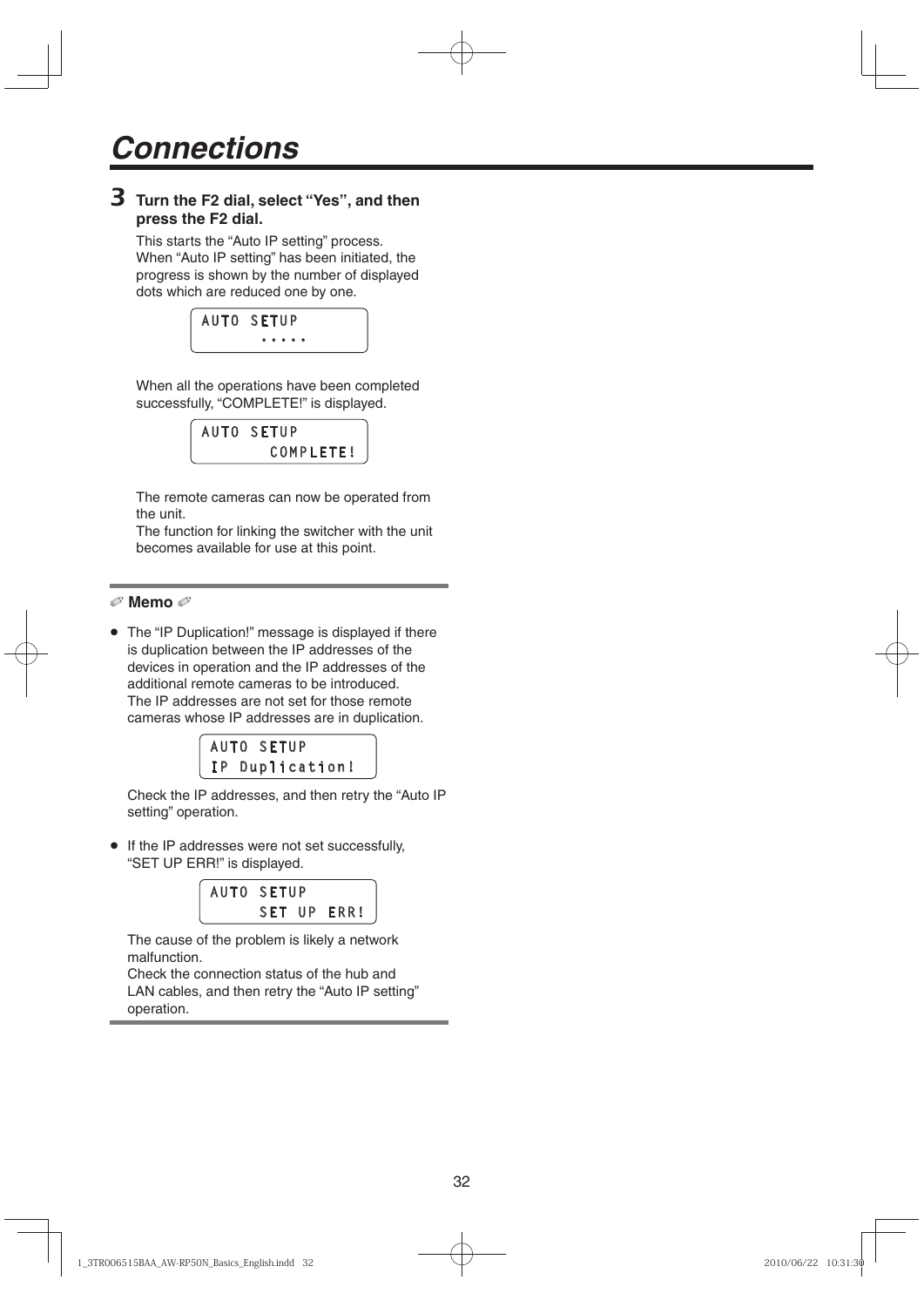# Connections

**3 Turn the F2 dial, select “Yes”, and then press the F2 dial.**

This starts the “Auto IP setting” process.
When “Auto IP setting” has been initiated, the progress is shown by the number of displayed dots which are reduced one by one.

```
AUTO SETUP
     .....
```

When all the operations have been completed successfully, “COMPLETE!” is displayed.

```
AUTO SETUP
     COMPLETE!
```

The remote cameras can now be operated from the unit.
The function for linking the switcher with the unit becomes available for use at this point.

**Memo**

- The “IP Duplication!” message is displayed if there is duplication between the IP addresses of the devices in operation and the IP addresses of the additional remote cameras to be introduced.
  The IP addresses are not set for those remote cameras whose IP addresses are in duplication.

  ```
  AUTO SETUP
  IP Duplication!
  ```

  Check the IP addresses, and then retry the “Auto IP setting” operation.

- If the IP addresses were not set successfully, “SET UP ERR!” is displayed.

  ```
  AUTO SETUP
      SET UP ERR!
  ```

  The cause of the problem is likely a network malfunction.
  Check the connection status of the hub and LAN cables, and then retry the “Auto IP setting” operation.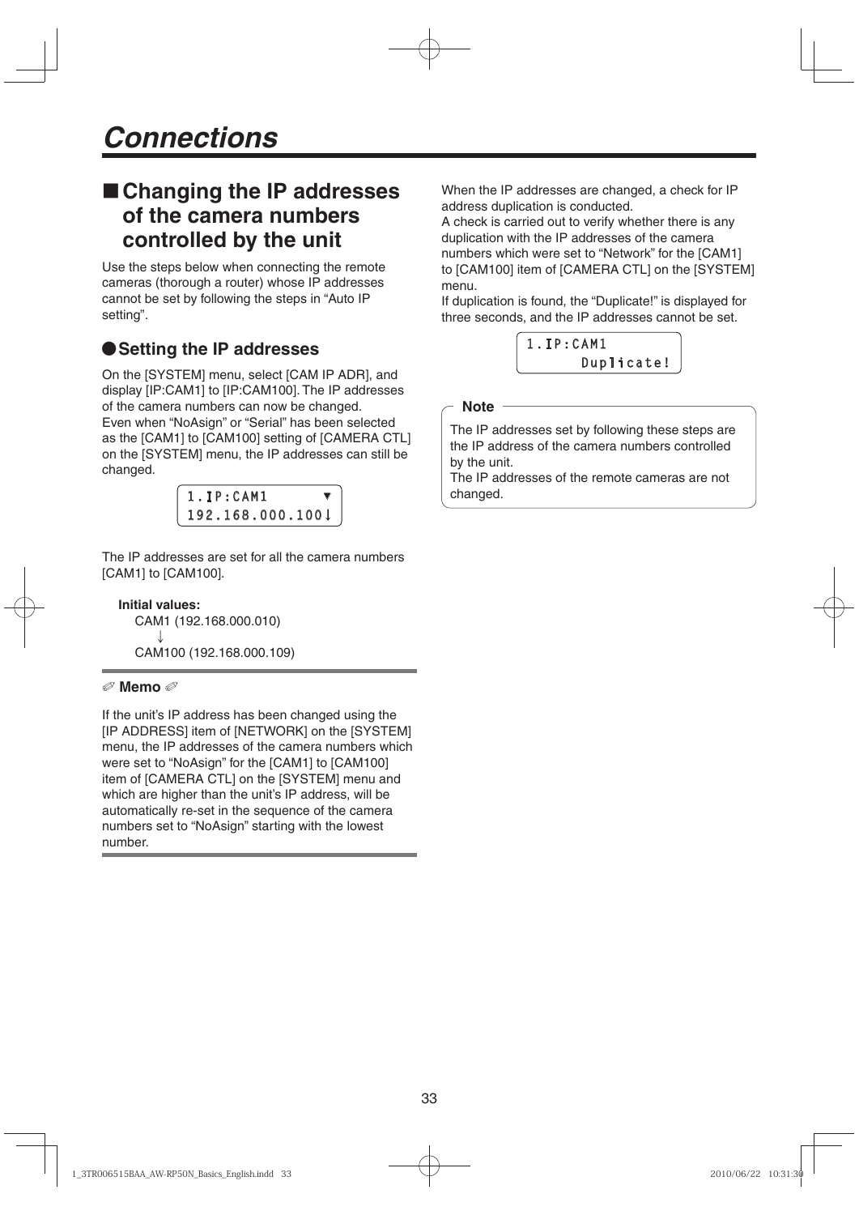# Connections

## ■ Changing the IP addresses of the camera numbers controlled by the unit

Use the steps below when connecting the remote cameras (thorough a router) whose IP addresses cannot be set by following the steps in “Auto IP setting”.

### ● Setting the IP addresses

On the [SYSTEM] menu, select [CAM IP ADR], and display [IP:CAM1] to [IP:CAM100]. The IP addresses of the camera numbers can now be changed.
Even when “NoAsign” or “Serial” has been selected as the [CAM1] to [CAM100] setting of [CAMERA CTL] on the [SYSTEM] menu, the IP addresses can still be changed.

```
1.IP:CAM1        ▼
192.168.000.100↓
```

The IP addresses are set for all the camera numbers [CAM1] to [CAM100].

**Initial values:**
CAM1 (192.168.000.010)
↓
CAM100 (192.168.000.109)

**Memo**

If the unit’s IP address has been changed using the [IP ADDRESS] item of [NETWORK] on the [SYSTEM] menu, the IP addresses of the camera numbers which were set to “NoAsign” for the [CAM1] to [CAM100] item of [CAMERA CTL] on the [SYSTEM] menu and which are higher than the unit’s IP address, will be automatically re-set in the sequence of the camera numbers set to “NoAsign” starting with the lowest number.

When the IP addresses are changed, a check for IP address duplication is conducted.
A check is carried out to verify whether there is any duplication with the IP addresses of the camera numbers which were set to “Network” for the [CAM1] to [CAM100] item of [CAMERA CTL] on the [SYSTEM] menu.
If duplication is found, the “Duplicate!” is displayed for three seconds, and the IP addresses cannot be set.

```
1.IP:CAM1
        Duplicate!
```

**Note**

The IP addresses set by following these steps are the IP address of the camera numbers controlled by the unit.
The IP addresses of the remote cameras are not changed.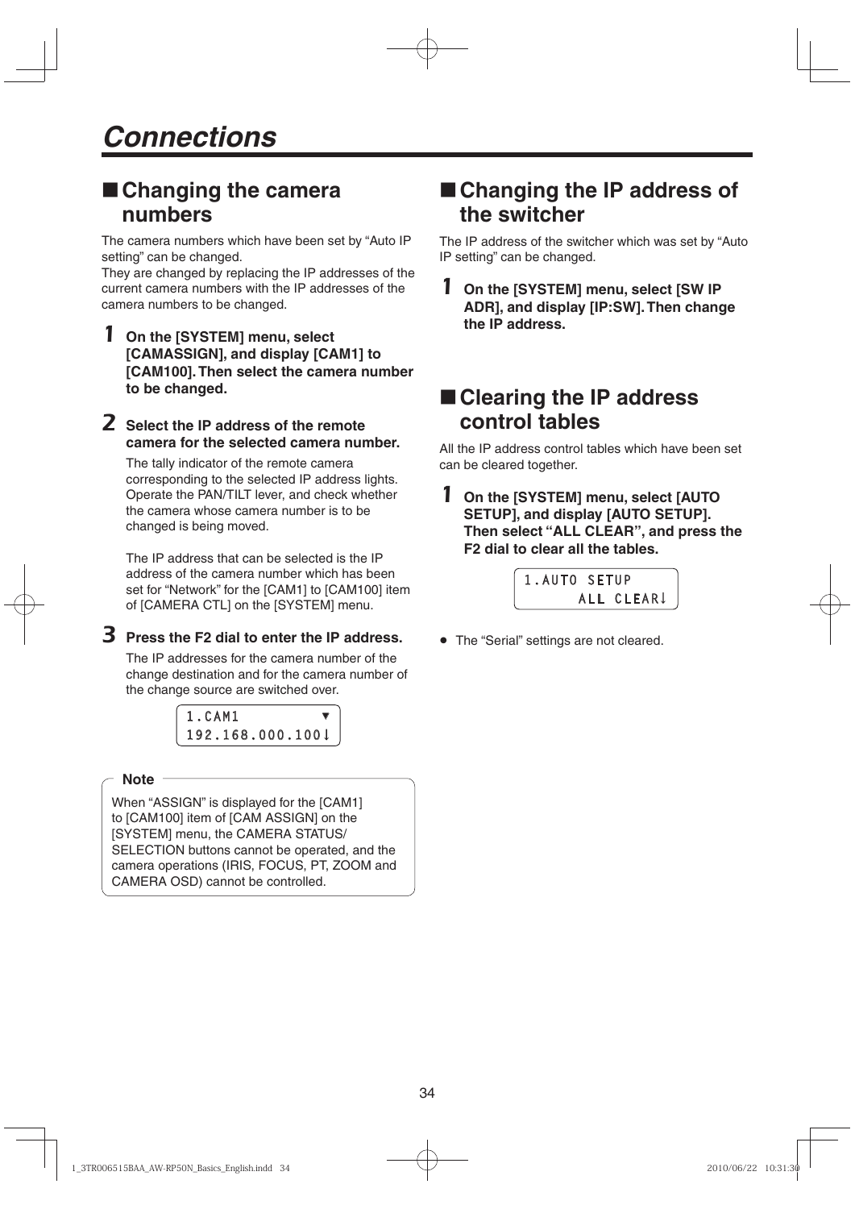# Connections

## ■ Changing the camera numbers

The camera numbers which have been set by "Auto IP setting" can be changed.
They are changed by replacing the IP addresses of the current camera numbers with the IP addresses of the camera numbers to be changed.

**1** **On the [SYSTEM] menu, select [CAMASSIGN], and display [CAM1] to [CAM100]. Then select the camera number to be changed.**

**2** **Select the IP address of the remote camera for the selected camera number.**

The tally indicator of the remote camera corresponding to the selected IP address lights. Operate the PAN/TILT lever, and check whether the camera whose camera number is to be changed is being moved.

The IP address that can be selected is the IP address of the camera number which has been set for "Network" for the [CAM1] to [CAM100] item of [CAMERA CTL] on the [SYSTEM] menu.

**3** **Press the F2 dial to enter the IP address.**

The IP addresses for the camera number of the change destination and for the camera number of the change source are switched over.

```
1.CAM1          ▼
192.168.000.100↓
```

**Note**

When "ASSIGN" is displayed for the [CAM1] to [CAM100] item of [CAM ASSIGN] on the [SYSTEM] menu, the CAMERA STATUS/SELECTION buttons cannot be operated, and the camera operations (IRIS, FOCUS, PT, ZOOM and CAMERA OSD) cannot be controlled.

## ■ Changing the IP address of the switcher

The IP address of the switcher which was set by "Auto IP setting" can be changed.

**1** **On the [SYSTEM] menu, select [SW IP ADR], and display [IP:SW]. Then change the IP address.**

## ■ Clearing the IP address control tables

All the IP address control tables which have been set can be cleared together.

**1** **On the [SYSTEM] menu, select [AUTO SETUP], and display [AUTO SETUP]. Then select "ALL CLEAR", and press the F2 dial to clear all the tables.**

```
1.AUTO SETUP
      ALL CLEAR↓
```

- The "Serial" settings are not cleared.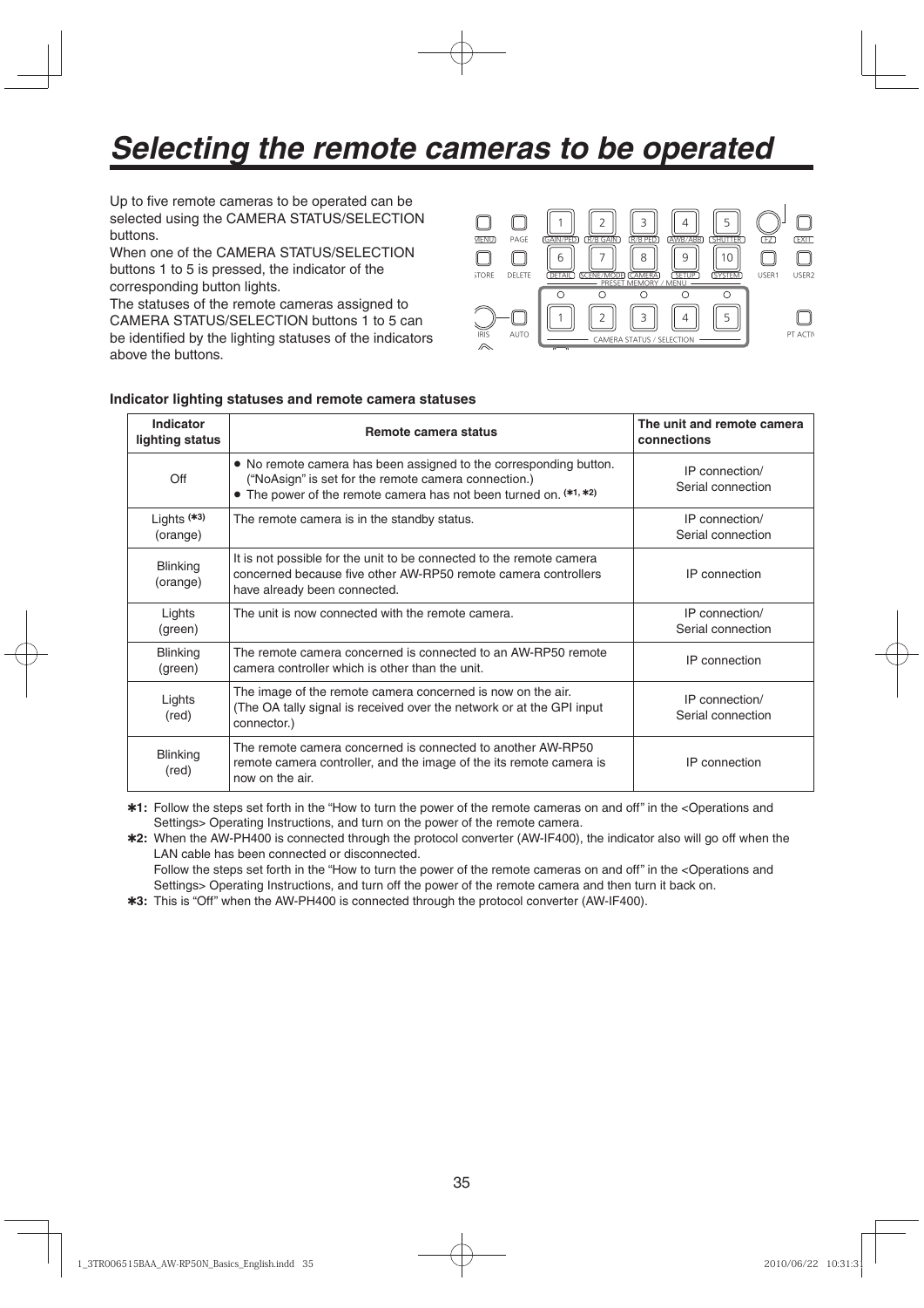# *Selecting the remote cameras to be operated*

Up to five remote cameras to be operated can be selected using the CAMERA STATUS/SELECTION buttons.

When one of the CAMERA STATUS/SELECTION buttons 1 to 5 is pressed, the indicator of the corresponding button lights.

The statuses of the remote cameras assigned to CAMERA STATUS/SELECTION buttons 1 to 5 can be identified by the lighting statuses of the indicators above the buttons.

### Indicator lighting statuses and remote camera statuses

| Indicator lighting status | Remote camera status | The unit and remote camera connections |
|---|---|---|
| Off | ● No remote camera has been assigned to the corresponding button. ("NoAsign" is set for the remote camera connection.)<br>● The power of the remote camera has not been turned on. (✱1, ✱2) | IP connection/ Serial connection |
| Lights (✱3) (orange) | The remote camera is in the standby status. | IP connection/ Serial connection |
| Blinking (orange) | It is not possible for the unit to be connected to the remote camera concerned because five other AW-RP50 remote camera controllers have already been connected. | IP connection |
| Lights (green) | The unit is now connected with the remote camera. | IP connection/ Serial connection |
| Blinking (green) | The remote camera concerned is connected to an AW-RP50 remote camera controller which is other than the unit. | IP connection |
| Lights (red) | The image of the remote camera concerned is now on the air. (The OA tally signal is received over the network or at the GPI input connector.) | IP connection/ Serial connection |
| Blinking (red) | The remote camera concerned is connected to another AW-RP50 remote camera controller, and the image of the its remote camera is now on the air. | IP connection |

**✱1:** Follow the steps set forth in the "How to turn the power of the remote cameras on and off" in the <Operations and Settings> Operating Instructions, and turn on the power of the remote camera.

**✱2:** When the AW-PH400 is connected through the protocol converter (AW-IF400), the indicator also will go off when the LAN cable has been connected or disconnected.
Follow the steps set forth in the "How to turn the power of the remote cameras on and off" in the <Operations and Settings> Operating Instructions, and turn off the power of the remote camera and then turn it back on.

**✱3:** This is "Off" when the AW-PH400 is connected through the protocol converter (AW-IF400).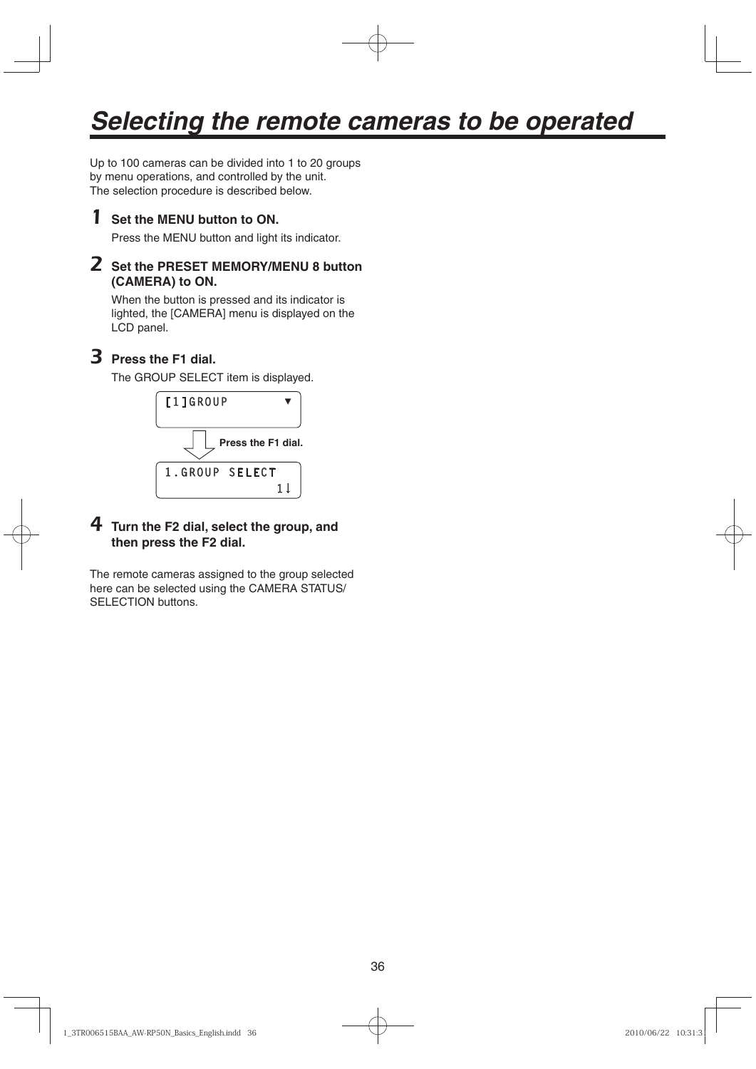# Selecting the remote cameras to be operated

Up to 100 cameras can be divided into 1 to 20 groups by menu operations, and controlled by the unit.
The selection procedure is described below.

**1 Set the MENU button to ON.**

Press the MENU button and light its indicator.

**2 Set the PRESET MEMORY/MENU 8 button (CAMERA) to ON.**

When the button is pressed and its indicator is lighted, the [CAMERA] menu is displayed on the LCD panel.

**3 Press the F1 dial.**

The GROUP SELECT item is displayed.

```
[1]GROUP          ▼
```

Press the F1 dial.

```
1.GROUP SELECT
                1↓
```

**4 Turn the F2 dial, select the group, and then press the F2 dial.**

The remote cameras assigned to the group selected here can be selected using the CAMERA STATUS/ SELECTION buttons.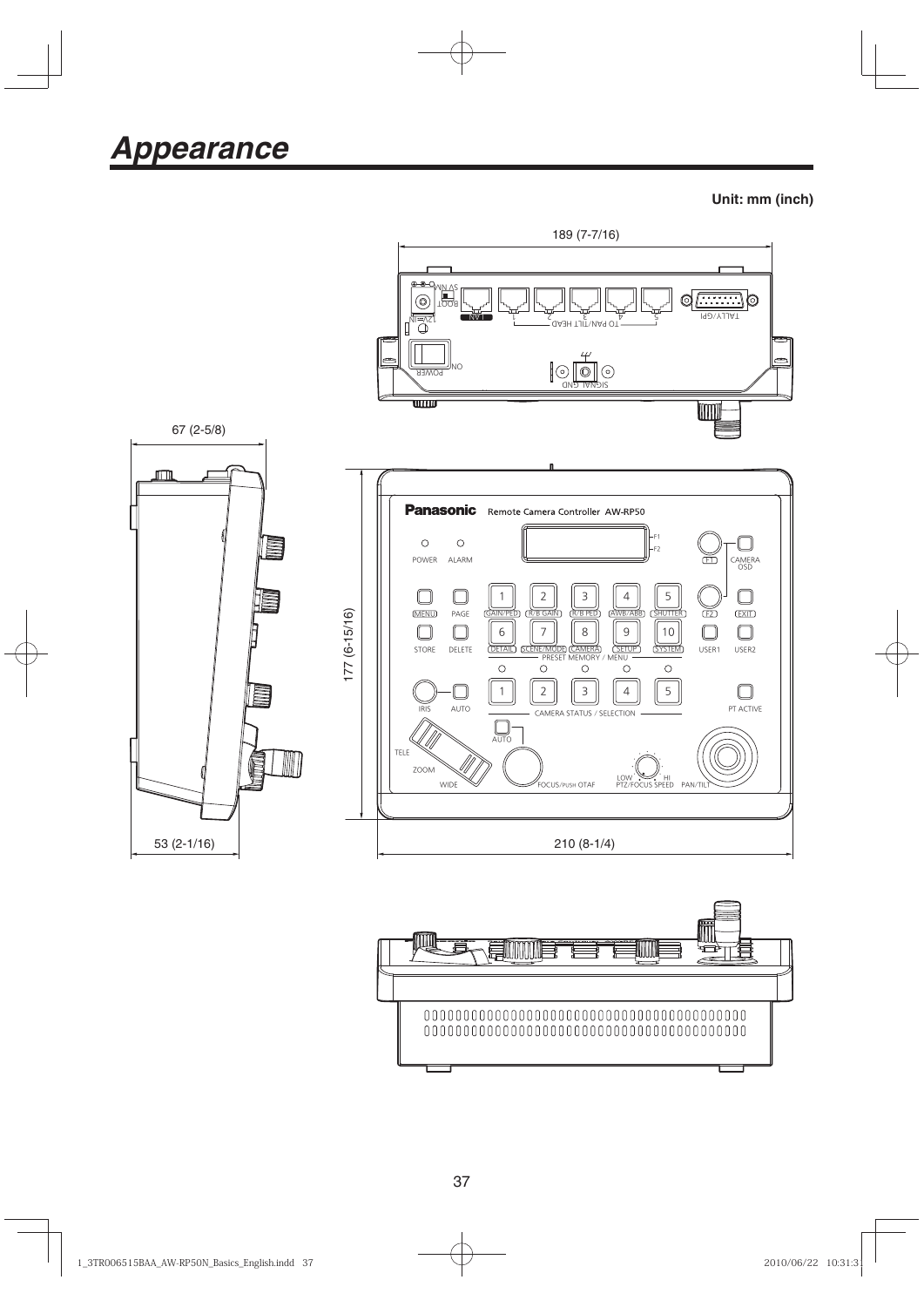# Appearance

**Unit: mm (inch)**

189 (7-7/16)

67 (2-5/8)

177 (6-15/16)

53 (2-1/16)

210 (8-1/4)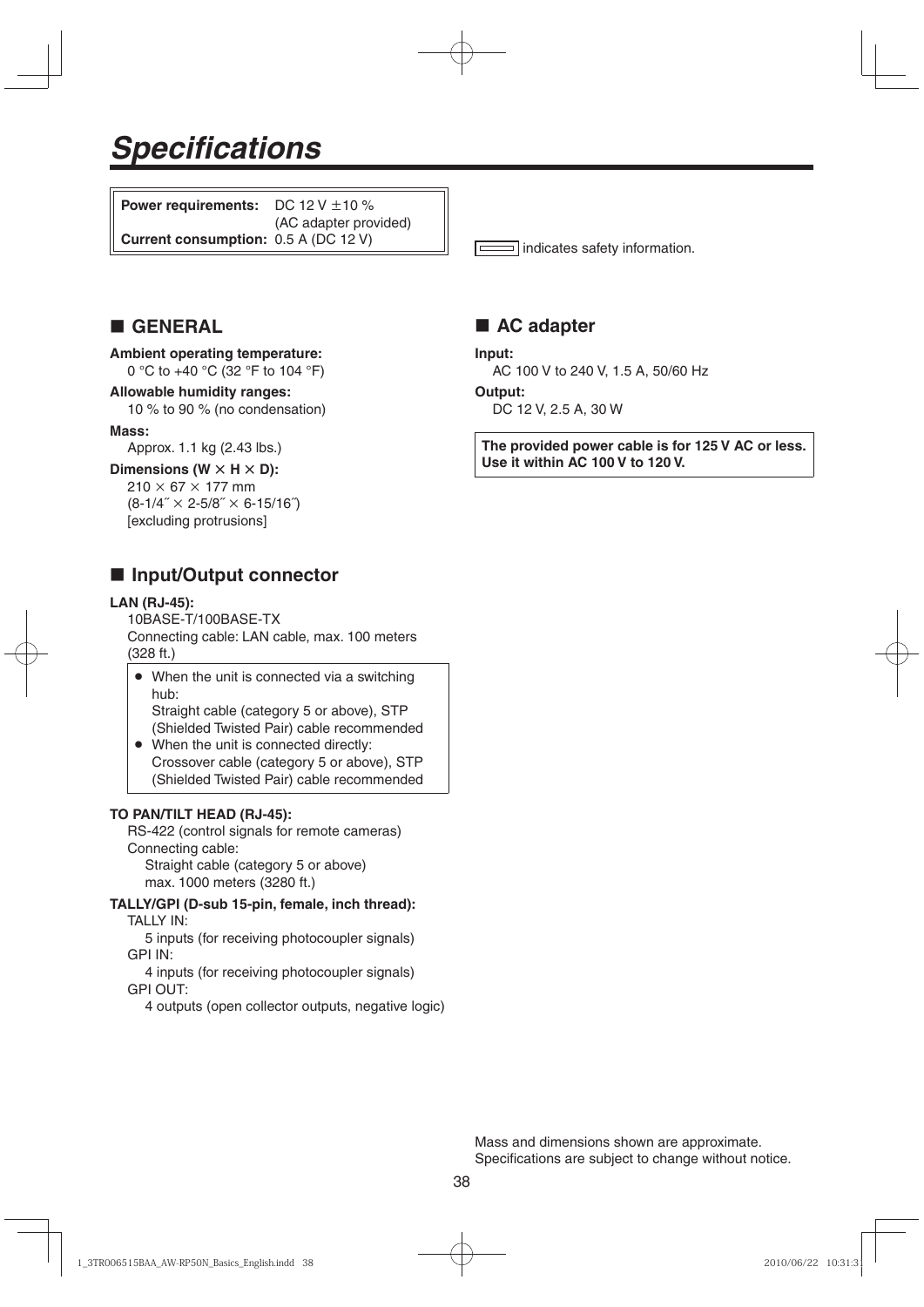# Specifications

**Power requirements:** DC 12 V ±10 % (AC adapter provided)
**Current consumption:** 0.5 A (DC 12 V)

▭ indicates safety information.

## ■ GENERAL

**Ambient operating temperature:**
0 °C to +40 °C (32 °F to 104 °F)

**Allowable humidity ranges:**
10 % to 90 % (no condensation)

**Mass:**
Approx. 1.1 kg (2.43 lbs.)

**Dimensions (W × H × D):**
210 × 67 × 177 mm
(8-1/4″ × 2-5/8″ × 6-15/16″)
[excluding protrusions]

## ■ Input/Output connector

**LAN (RJ-45):**
10BASE-T/100BASE-TX
Connecting cable: LAN cable, max. 100 meters (328 ft.)

- When the unit is connected via a switching hub:
  Straight cable (category 5 or above), STP (Shielded Twisted Pair) cable recommended
- When the unit is connected directly:
  Crossover cable (category 5 or above), STP (Shielded Twisted Pair) cable recommended

**TO PAN/TILT HEAD (RJ-45):**
RS-422 (control signals for remote cameras)
Connecting cable:
Straight cable (category 5 or above)
max. 1000 meters (3280 ft.)

**TALLY/GPI (D-sub 15-pin, female, inch thread):**
TALLY IN:
5 inputs (for receiving photocoupler signals)
GPI IN:
4 inputs (for receiving photocoupler signals)
GPI OUT:
4 outputs (open collector outputs, negative logic)

## ■ AC adapter

**Input:**
AC 100 V to 240 V, 1.5 A, 50/60 Hz

**Output:**
DC 12 V, 2.5 A, 30 W

**The provided power cable is for 125 V AC or less. Use it within AC 100 V to 120 V.**

Mass and dimensions shown are approximate.
Specifications are subject to change without notice.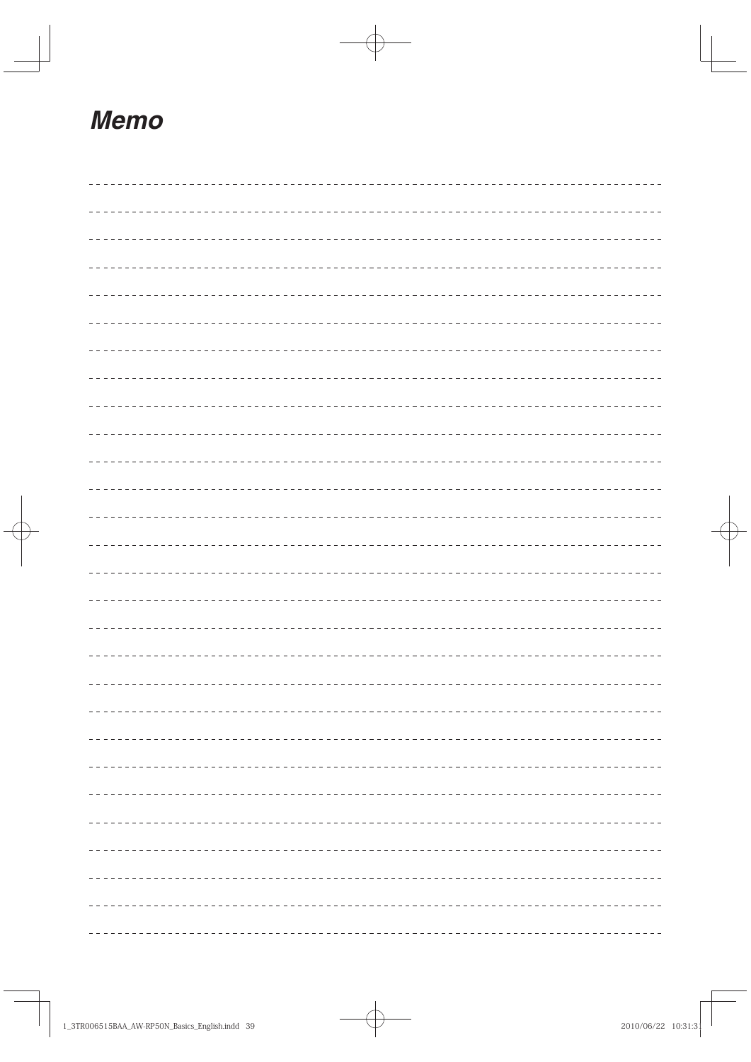## *Memo*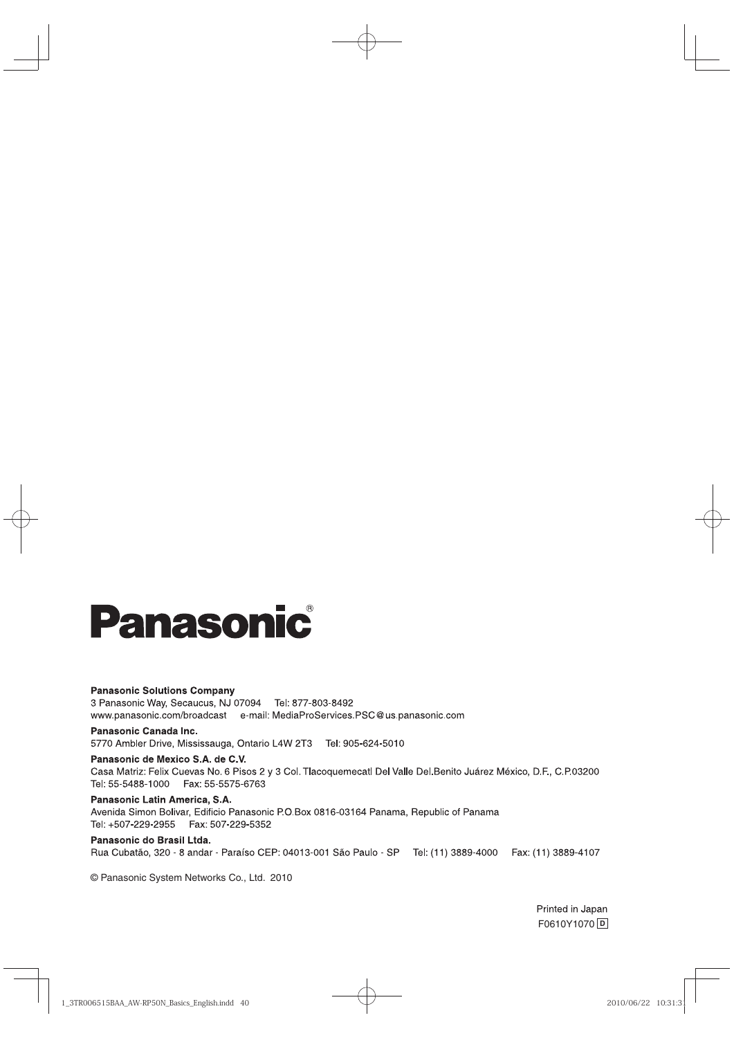# Panasonic®

**Panasonic Solutions Company**
3 Panasonic Way, Secaucus, NJ 07094 Tel: 877-803-8492
www.panasonic.com/broadcast e-mail: MediaProServices.PSC@us.panasonic.com

**Panasonic Canada Inc.**
5770 Ambler Drive, Mississauga, Ontario L4W 2T3 Tel: 905-624-5010

**Panasonic de Mexico S.A. de C.V.**
Casa Matriz: Felix Cuevas No. 6 Pisos 2 y 3 Col. Tlacoquemecatl Del Valle Del.Benito Juárez México, D.F., C.P.03200
Tel: 55-5488-1000 Fax: 55-5575-6763

**Panasonic Latin America, S.A.**
Avenida Simon Bolivar, Edificio Panasonic P.O.Box 0816-03164 Panama, Republic of Panama
Tel: +507-229-2955 Fax: 507-229-5352

**Panasonic do Brasil Ltda.**
Rua Cubatão, 320 - 8 andar - Paraíso CEP: 04013-001 São Paulo - SP Tel: (11) 3889-4000 Fax: (11) 3889-4107

© Panasonic System Networks Co., Ltd. 2010

Printed in Japan
F0610Y1070 D